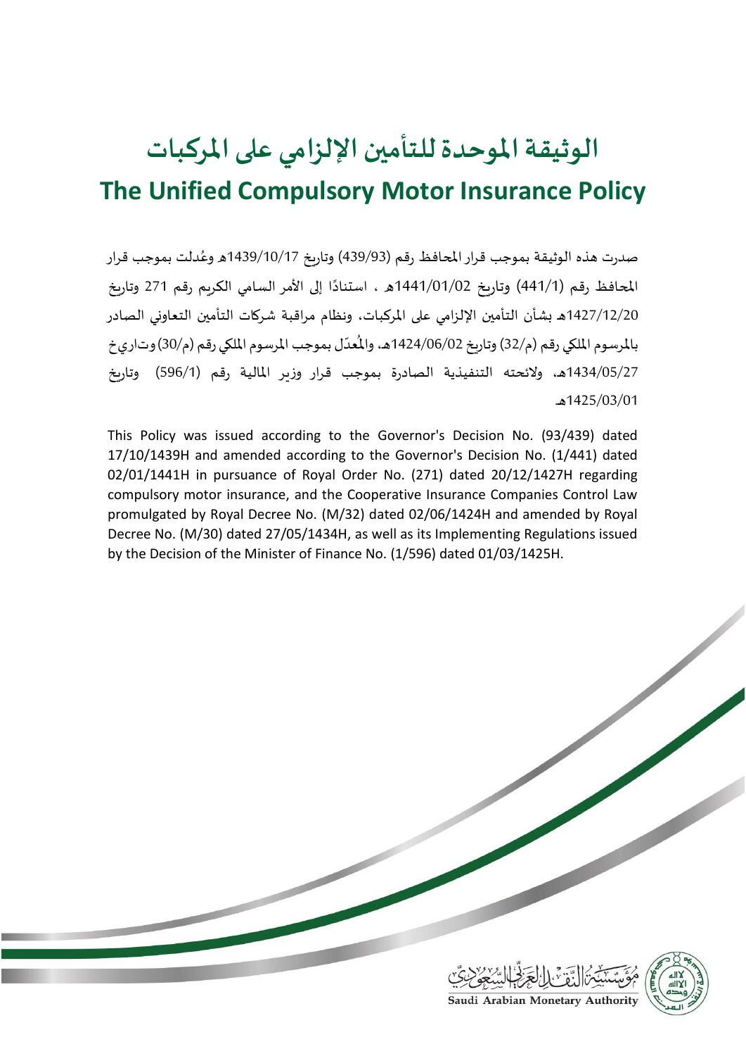# الوثيقة الموحدة للتأمين الإلزامي على المركبات

# The Unified Compulsory Motor Insurance Policy

صدرت هذه الوثيقة بموجب قرار المحافظ رقم (439/93) وتاريخ 1439/10/17هـ وعُدلت بموجب قرار المحافظ رقم (441/1) وتاريخ 1441/01/02هـ ، استنادًا إلى الأمر السامي الكريم رقم 271 وتاريخ 1427/12/20هـ بشأن التأمين الإلزامي على المركبات، ونظام مراقبة شركات التأمين التعاوني الصادر بالمرسوم الملكي رقم (م/32) وتاريخ 1424/06/02هـ، والمُعدّل بموجب المرسوم الملكي رقم (م/30) وتاريخ 1434/05/27هـ، ولائحته التنفيذية الصادرة بموجب قرار وزير المالية رقم (596/1) وتاريخ 1425/03/01هـ

This Policy was issued according to the Governor's Decision No. (93/439) dated 17/10/1439H and amended according to the Governor's Decision No. (1/441) dated 02/01/1441H in pursuance of Royal Order No. (271) dated 20/12/1427H regarding compulsory motor insurance, and the Cooperative Insurance Companies Control Law promulgated by Royal Decree No. (M/32) dated 02/06/1424H and amended by Royal Decree No. (M/30) dated 27/05/1434H, as well as its Implementing Regulations issued by the Decision of the Minister of Finance No. (1/596) dated 01/03/1425H.

مؤسسة النقد العربي السعودي

Saudi Arabian Monetary Authority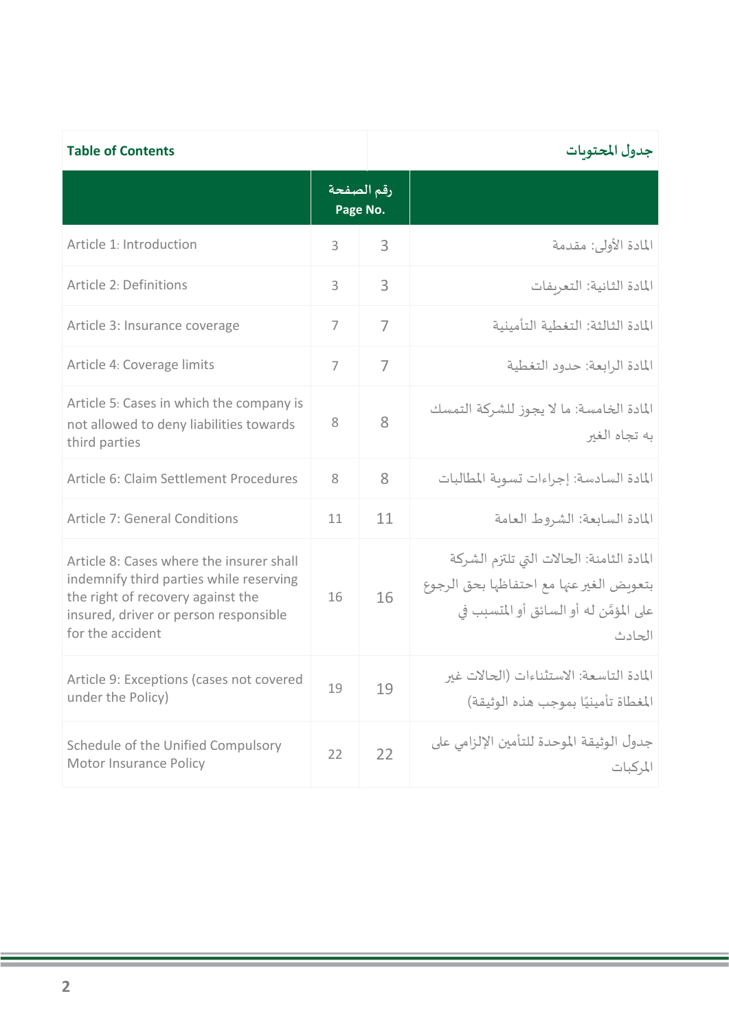**Table of Contents** | **جدول المحتويات**

| | رقم الصفحة Page No. | | |
|---|---|---|---|
| Article 1: Introduction | 3 | 3 | المادة الأولى: مقدمة |
| Article 2: Definitions | 3 | 3 | المادة الثانية: التعريفات |
| Article 3: Insurance coverage | 7 | 7 | المادة الثالثة: التغطية التأمينية |
| Article 4: Coverage limits | 7 | 7 | المادة الرابعة: حدود التغطية |
| Article 5: Cases in which the company is not allowed to deny liabilities towards third parties | 8 | 8 | المادة الخامسة: ما لا يجوز للشركة التمسك به تجاه الغير |
| Article 6: Claim Settlement Procedures | 8 | 8 | المادة السادسة: إجراءات تسوية المطالبات |
| Article 7: General Conditions | 11 | 11 | المادة السابعة: الشروط العامة |
| Article 8: Cases where the insurer shall indemnify third parties while reserving the right of recovery against the insured, driver or person responsible for the accident | 16 | 16 | المادة الثامنة: الحالات التي تلتزم الشركة بتعويض الغير عنها مع احتفاظها بحق الرجوع على المؤمَّن له أو السائق أو المتسبب في الحادث |
| Article 9: Exceptions (cases not covered under the Policy) | 19 | 19 | المادة التاسعة: الاستثناءات (الحالات غير المغطاة تأمينيًا بموجب هذه الوثيقة) |
| Schedule of the Unified Compulsory Motor Insurance Policy | 22 | 22 | جدول الوثيقة الموحدة للتأمين الإلزامي على المركبات |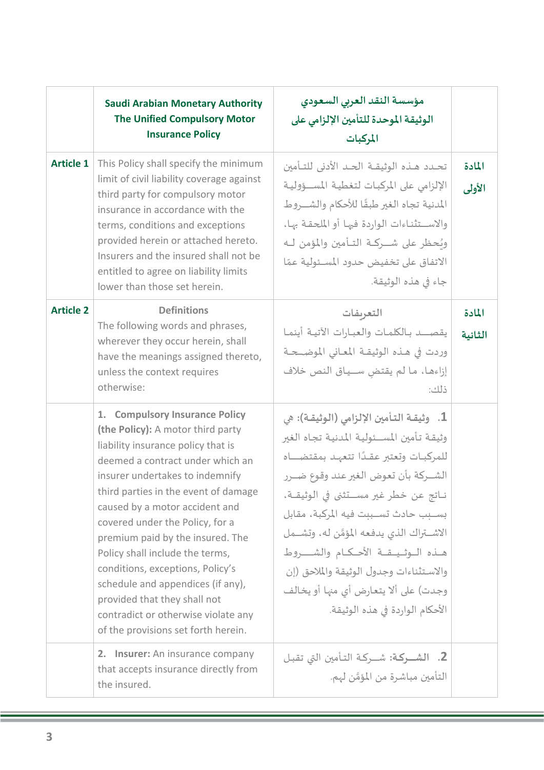| | Saudi Arabian Monetary Authority<br>The Unified Compulsory Motor Insurance Policy | مؤسسة النقد العربي السعودي<br>الوثيقة الموحدة للتأمين الإلزامي على المركبات | |
|---|---|---|---|
| **Article 1** | This Policy shall specify the minimum limit of civil liability coverage against third party for compulsory motor insurance in accordance with the terms, conditions and exceptions provided herein or attached hereto. Insurers and the insured shall not be entitled to agree on liability limits lower than those set herein. | تحدد هذه الوثيقة الحد الأدنى للتأمين الإلزامي على المركبات لتغطية المسؤولية المدنية تجاه الغير طبقًا للأحكام والشروط والاستثناءات الواردة فيها أو الملحقة بها، ويُحظر على شركة التأمين والمؤمن له الاتفاق على تخفيض حدود المسئولية عمّا جاء في هذه الوثيقة. | **المادة الأولى** |
| **Article 2** | **Definitions**<br>The following words and phrases, wherever they occur herein, shall have the meanings assigned thereto, unless the context requires otherwise: | **التعريفات**<br>يقصد بالكلمات والعبارات الآتية أينما وردت في هذه الوثيقة المعاني الموضحة إزاءها، ما لم يقتضِ سياق النص خلاف ذلك: | **المادة الثانية** |
| | 1. **Compulsory Insurance Policy (the Policy):** A motor third party liability insurance policy that is deemed a contract under which an insurer undertakes to indemnify third parties in the event of damage caused by a motor accident and covered under the Policy, for a premium paid by the insured. The Policy shall include the terms, conditions, exceptions, Policy's schedule and appendices (if any), provided that they shall not contradict or otherwise violate any of the provisions set forth herein. | 1. **وثيقة التأمين الإلزامي (الوثيقة):** هي وثيقة تأمين المسئولية المدنية تجاه الغير للمركبات وتعتبر عقدًا تتعهد بمقتضاه الشركة بأن تعوض الغير عند وقوع ضرر ناتج عن خطر غير مستثنى في الوثيقة، بسبب حادث تسببت فيه المركبة، مقابل الاشتراك الذي يدفعه المؤمَّن له، وتشمل هذه الوثيقة الأحكام والشروط والاستثناءات وجدول الوثيقة والملاحق (إن وجدت) على ألا يتعارض أي منها أو يخالف الأحكام الواردة في هذه الوثيقة. | |
| | 2. **Insurer:** An insurance company that accepts insurance directly from the insured. | 2. **الشركة:** شركة التأمين التي تقبل التأمين مباشرة من المؤمَّن لهم. | |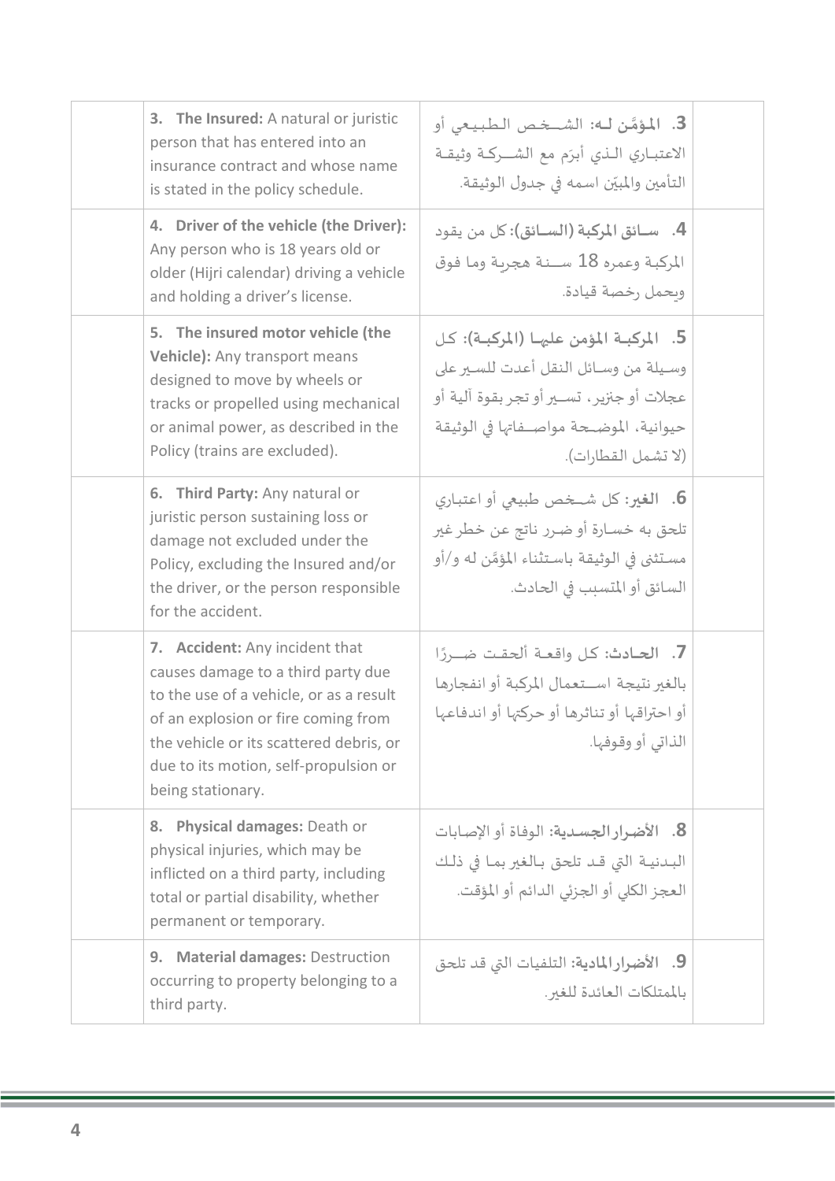| | English | Arabic | |
|---|---|---|---|
| | **3. The Insured:** A natural or juristic person that has entered into an insurance contract and whose name is stated in the policy schedule. | **3. المؤمَّن له:** الشخص الطبيعي أو الاعتباري الذي أبرَم مع الشركة وثيقة التأمين والمبيّن اسمه في جدول الوثيقة. | |
| | **4. Driver of the vehicle (the Driver):** Any person who is 18 years old or older (Hijri calendar) driving a vehicle and holding a driver's license. | **4. سائق المركبة (السائق):** كل من يقود المركبة وعمره 18 سنة هجرية وما فوق ويحمل رخصة قيادة. | |
| | **5. The insured motor vehicle (the Vehicle):** Any transport means designed to move by wheels or tracks or propelled using mechanical or animal power, as described in the Policy (trains are excluded). | **5. المركبة المؤمن عليها (المركبة):** كل وسيلة من وسائل النقل أعدت للسير على عجلات أو جنزير، تسير أو تجر بقوة آلية أو حيوانية، الموضحة مواصفاتها في الوثيقة (لا تشمل القطارات). | |
| | **6. Third Party:** Any natural or juristic person sustaining loss or damage not excluded under the Policy, excluding the Insured and/or the driver, or the person responsible for the accident. | **6. الغير:** كل شخص طبيعي أو اعتباري تلحق به خسارة أو ضرر ناتج عن خطر غير مستثنى في الوثيقة باستثناء المؤمَّن له و/أو السائق أو المتسبب في الحادث. | |
| | **7. Accident:** Any incident that causes damage to a third party due to the use of a vehicle, or as a result of an explosion or fire coming from the vehicle or its scattered debris, or due to its motion, self-propulsion or being stationary. | **7. الحادث:** كل واقعة ألحقت ضررًا بالغير نتيجة استعمال المركبة أو انفجارها أو احتراقها أو تناثرها أو حركتها أو اندفاعها الذاتي أو وقوفها. | |
| | **8. Physical damages:** Death or physical injuries, which may be inflicted on a third party, including total or partial disability, whether permanent or temporary. | **8. الأضرار الجسدية:** الوفاة أو الإصابات البدنية التي قد تلحق بالغير بما في ذلك العجز الكلي أو الجزئي الدائم أو المؤقت. | |
| | **9. Material damages:** Destruction occurring to property belonging to a third party. | **9. الأضرار المادية:** التلفيات التي قد تلحق بالممتلكات العائدة للغير. | |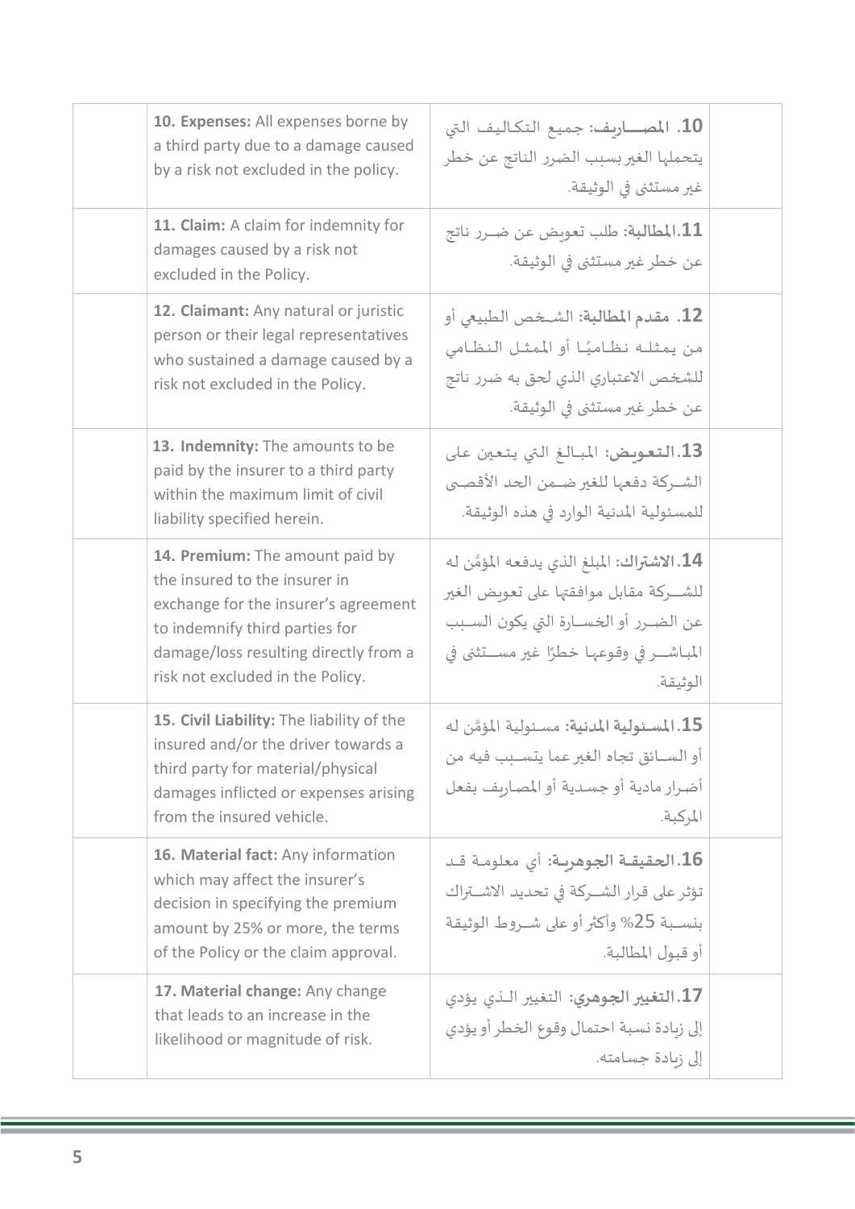| | English | Arabic | |
|---|---|---|---|
| | **10. Expenses:** All expenses borne by a third party due to a damage caused by a risk not excluded in the policy. | **10. المصـــاريف:** جميع التكاليف التي يتحملها الغير بسبب الضرر الناتج عن خطر غير مستثنى في الوثيقة. | |
| | **11. Claim:** A claim for indemnity for damages caused by a risk not excluded in the Policy. | **11.المطالبة:** طلب تعويض عن ضـرر ناتج عن خطر غير مستثنى في الوثيقة. | |
| | **12. Claimant:** Any natural or juristic person or their legal representatives who sustained a damage caused by a risk not excluded in the Policy. | **12. مقدم المطالبة:** الشخص الطبيعي أو من يمثله نظاميًا أو الممثل النظامي للشخص الاعتباري الذي لحق به ضرر ناتج عن خطر غير مستثنى في الوثيقة. | |
| | **13. Indemnity:** The amounts to be paid by the insurer to a third party within the maximum limit of civil liability specified herein. | **13.التعويض:** المبالغ التي يتعين على الشركة دفعها للغير ضمن الحد الأقصى للمسئولية المدنية الوارد في هذه الوثيقة. | |
| | **14. Premium:** The amount paid by the insured to the insurer in exchange for the insurer's agreement to indemnify third parties for damage/loss resulting directly from a risk not excluded in the Policy. | **14.الاشتراك:** المبلغ الذي يدفعه المؤَمَّن له للشركة مقابل موافقتها على تعويض الغير عن الضرر أو الخسارة التي يكون السبب المباشر في وقوعها خطرًا غير مستثنى في الوثيقة. | |
| | **15. Civil Liability:** The liability of the insured and/or the driver towards a third party for material/physical damages inflicted or expenses arising from the insured vehicle. | **15.المسئولية المدنية:** مسئولية المؤَمَّن له أو السائق تجاه الغير عما يتسبب فيه من أضرار مادية أو جسدية أو المصاريف بفعل المركبة. | |
| | **16. Material fact:** Any information which may affect the insurer's decision in specifying the premium amount by 25% or more, the terms of the Policy or the claim approval. | **16.الحقيقة الجوهرية:** أي معلومة قد تؤثر على قرار الشركة في تحديد الاشتراك بنسبة 25% وأكثر أو على شروط الوثيقة أو قبول المطالبة. | |
| | **17. Material change:** Any change that leads to an increase in the likelihood or magnitude of risk. | **17.التغيير الجوهري:** التغيير الذي يؤدي إلى زيادة نسبة احتمال وقوع الخطر أو يؤدي إلى زيادة جسامته. | |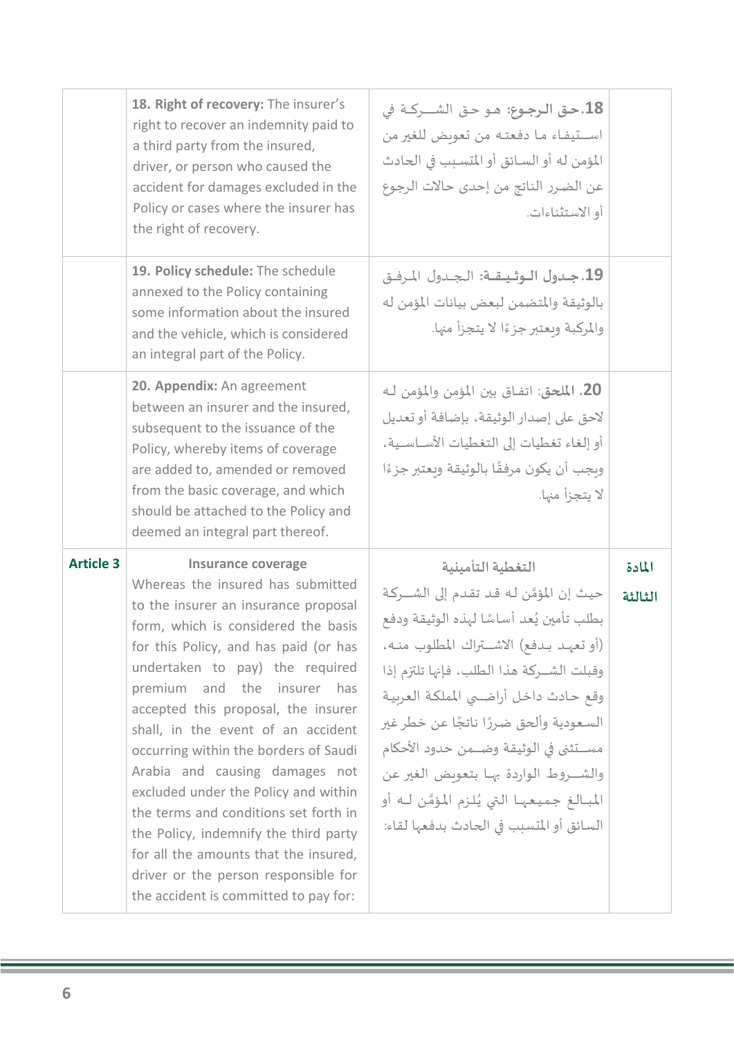| | | | |
|---|---|---|---|
| | **18. Right of recovery:** The insurer's right to recover an indemnity paid to a third party from the insured, driver, or person who caused the accident for damages excluded in the Policy or cases where the insurer has the right of recovery. | **18.حق الرجوع:** هو حق الشركة في استيفاء ما دفعته من تعويض للغير من المؤمن له أو السائق أو المتسبب في الحادث عن الضرر الناتج من إحدى حالات الرجوع أو الاستثناءات. | |
| | **19. Policy schedule:** The schedule annexed to the Policy containing some information about the insured and the vehicle, which is considered an integral part of the Policy. | **19.جدول الوثيقة:** الجدول المرفق بالوثيقة والمتضمن لبعض بيانات المؤمن له والمركبة ويعتبر جزءًا لا يتجزأ منها. | |
| | **20. Appendix:** An agreement between an insurer and the insured, subsequent to the issuance of the Policy, whereby items of coverage are added to, amended or removed from the basic coverage, and which should be attached to the Policy and deemed an integral part thereof. | **20. الملحق:** اتفاق بين المؤمن والمؤمن له لاحق على إصدار الوثيقة، بإضافة أو تعديل أو إلغاء تغطيات إلى التغطيات الأساسية، ويجب أن يكون مرفقًا بالوثيقة ويعتبر جزءًا لا يتجزأ منها. | |
| **Article 3** | **Insurance coverage**<br>Whereas the insured has submitted to the insurer an insurance proposal form, which is considered the basis for this Policy, and has paid (or has undertaken to pay) the required premium and the insurer has accepted this proposal, the insurer shall, in the event of an accident occurring within the borders of Saudi Arabia and causing damages not excluded under the Policy and within the terms and conditions set forth in the Policy, indemnify the third party for all the amounts that the insured, driver or the person responsible for the accident is committed to pay for: | **التغطية التأمينية**<br>حيث إن المؤمَّن له قد تقدم إلى الشركة بطلب تأمين يُعد أساسًا لهذه الوثيقة ودفع (أو تعهد بدفع) الاشتراك المطلوب منه، وقبلت الشركة هذا الطلب، فإنها تلتزم إذا وقع حادث داخل أراضي المملكة العربية السعودية وألحق ضررًا ناتجًا عن خطر غير مستثنى في الوثيقة وضمن حدود الأحكام والشروط الواردة بها بتعويض الغير عن المبالغ جميعها التي يُلزم المؤمَّن له أو السائق أو المتسبب في الحادث بدفعها لقاء: | **المادة الثالثة** |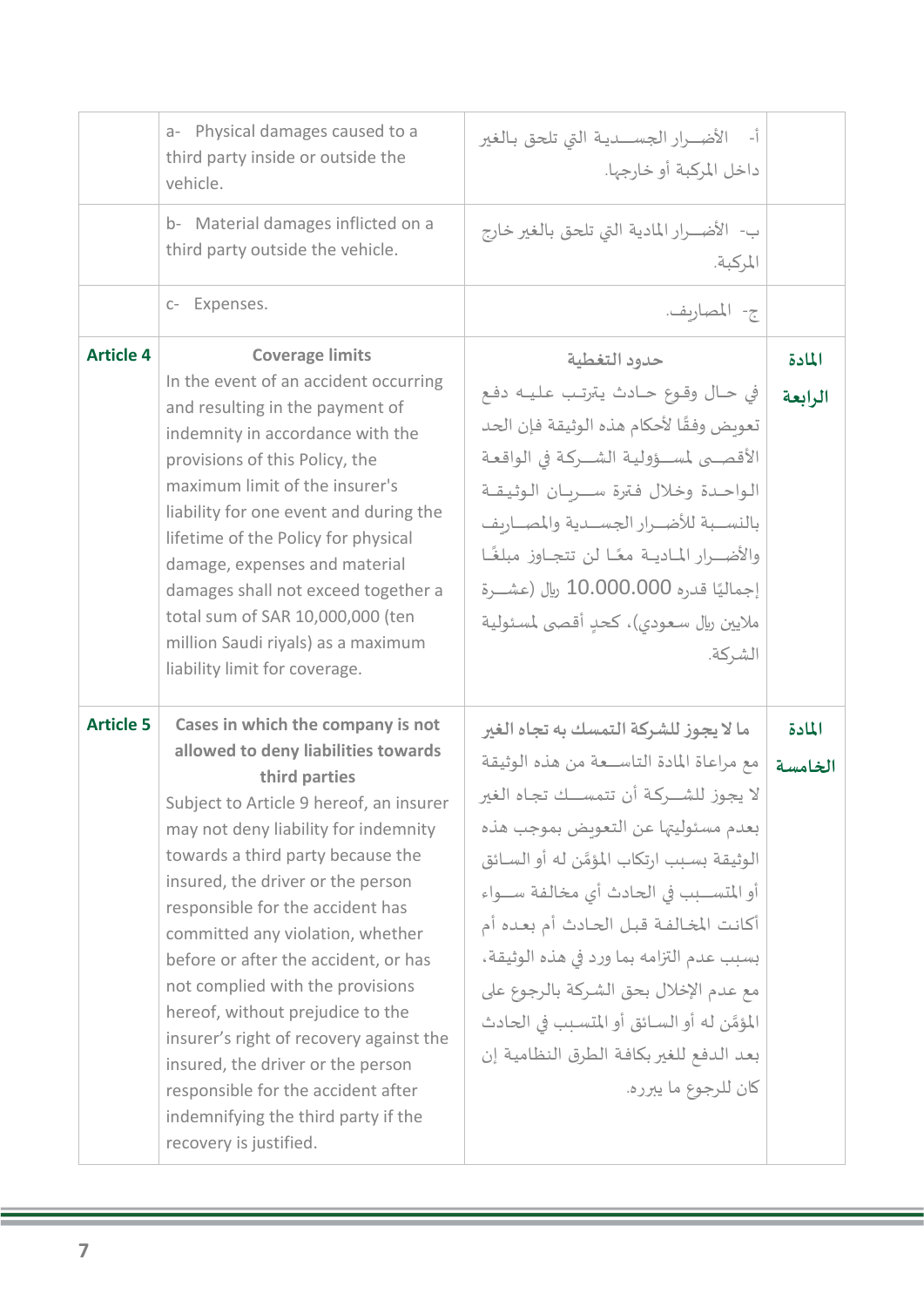| | | | |
|---|---|---|---|
| | a- Physical damages caused to a third party inside or outside the vehicle. | أ- الأضـــرار الجســـدية التي تلحق بالغير داخل المركبة أو خارجها. | |
| | b- Material damages inflicted on a third party outside the vehicle. | ب- الأضـــرار المادية التي تلحق بالغير خارج المركبة. | |
| | c- Expenses. | ج- المصاريف. | |
| **Article 4** | **Coverage limits**<br>In the event of an accident occurring and resulting in the payment of indemnity in accordance with the provisions of this Policy, the maximum limit of the insurer's liability for one event and during the lifetime of the Policy for physical damage, expenses and material damages shall not exceed together a total sum of SAR 10,000,000 (ten million Saudi riyals) as a maximum liability limit for coverage. | **حدود التغطية**<br>في حـال وقـوع حـادث يترتـب عليـه دفع تعويض وفقًا لأحكام هذه الوثيقة فإن الحد الأقصـى لمســؤولية الشـركة في الواقعة الواحـدة وخلال فترة ســريان الـوثيقـة بالنســبة للأضــرار الجســدية والمصــاريف والأضــرار المـاديـة معًـا لن تتجـاوز مبلغًـا إجماليًا قدره 10.000.000 ريال (عشــرة ملايين ريال سـعودي)، كحدٍ أقصى لمسئولية الشركة. | **المادة الرابعة** |
| **Article 5** | **Cases in which the company is not allowed to deny liabilities towards third parties**<br>Subject to Article 9 hereof, an insurer may not deny liability for indemnity towards a third party because the insured, the driver or the person responsible for the accident has committed any violation, whether before or after the accident, or has not complied with the provisions hereof, without prejudice to the insurer's right of recovery against the insured, the driver or the person responsible for the accident after indemnifying the third party if the recovery is justified. | **ما لا يجوز للشركة التمسك به تجاه الغير**<br>مع مراعاة المادة التاســعة من هذه الوثيقة لا يجوز للشــركة أن تتمســك تجاه الغير بعدم مسئوليتها عن التعويض بموجب هذه الوثيقة بسـبب ارتكاب المؤمَّن له أو السـائق أو المتســبب في الحادث أي مخالفة ســواء أكانت المخالفة قبل الحادث أم بعده أم بسبب عدم التزامه بما ورد في هذه الوثيقة، مع عدم الإخلال بحق الشركة بالرجوع على المؤمَّن له أو السائق أو المتسبب في الحادث بعد الدفع للغير بكافة الطرق النظامية إن كان للرجوع ما يبرره. | **المادة الخامسة** |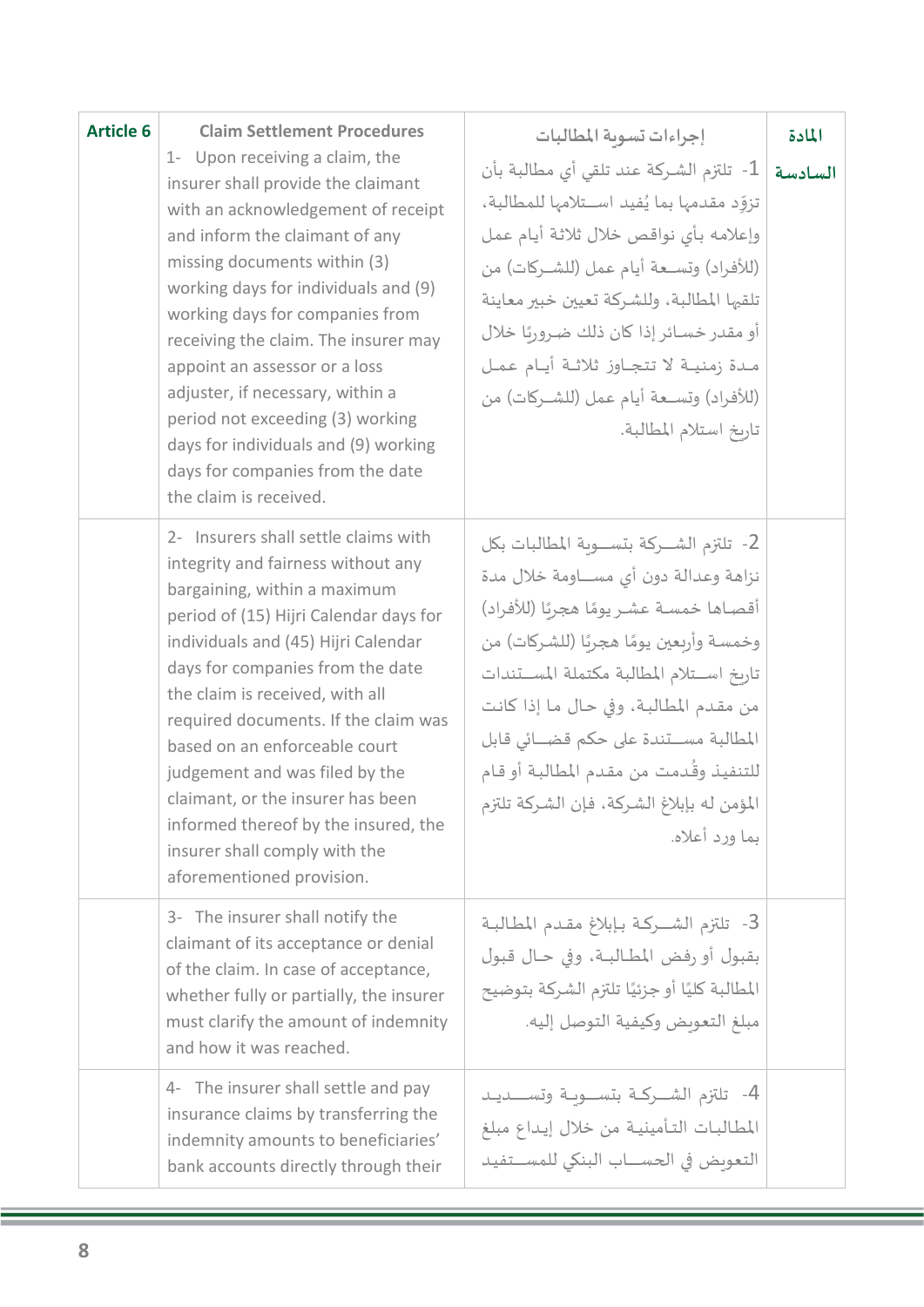| Article 6 | Claim Settlement Procedures | إجراءات تسوية المطالبات | المادة السادسة |
|---|---|---|---|
| | 1- Upon receiving a claim, the insurer shall provide the claimant with an acknowledgement of receipt and inform the claimant of any missing documents within (3) working days for individuals and (9) working days for companies from receiving the claim. The insurer may appoint an assessor or a loss adjuster, if necessary, within a period not exceeding (3) working days for individuals and (9) working days for companies from the date the claim is received. | 1- تلتزم الشركة عند تلقي أي مطالبة بأن تزوِّد مقدمها بما يُفيد استلامها للمطالبة، وإعلامه بأي نواقص خلال ثلاثة أيام عمل (للأفراد) وتسعة أيام عمل (للشركات) من تلقيها المطالبة، وللشركة تعيين خبير معاينة أو مقدر خسائر إذا كان ذلك ضروريًا خلال مدة زمنية لا تتجاوز ثلاثة أيام عمل (للأفراد) وتسعة أيام عمل (للشركات) من تاريخ استلام المطالبة. | |
| | 2- Insurers shall settle claims with integrity and fairness without any bargaining, within a maximum period of (15) Hijri Calendar days for individuals and (45) Hijri Calendar days for companies from the date the claim is received, with all required documents. If the claim was based on an enforceable court judgement and was filed by the claimant, or the insurer has been informed thereof by the insured, the insurer shall comply with the aforementioned provision. | 2- تلتزم الشركة بتسوية المطالبات بكل نزاهة وعدالة دون أي مساومة خلال مدة أقصاها خمسة عشر يومًا هجريًا (للأفراد) وخمسة وأربعين يومًا هجريًا (للشركات) من تاريخ استلام المطالبة مكتملة المستندات من مقدم المطالبة، وفي حال ما إذا كانت المطالبة مستندة على حكم قضائي قابل للتنفيذ وقُدمت من مقدم المطالبة أو قام المؤمن له بإبلاغ الشركة، فإن الشركة تلتزم بما ورد أعلاه. | |
| | 3- The insurer shall notify the claimant of its acceptance or denial of the claim. In case of acceptance, whether fully or partially, the insurer must clarify the amount of indemnity and how it was reached. | 3- تلتزم الشركة بإبلاغ مقدم المطالبة بقبول أو رفض المطالبة، وفي حال قبول المطالبة كليًا أو جزئيًا تلتزم الشركة بتوضيح مبلغ التعويض وكيفية التوصل إليه. | |
| | 4- The insurer shall settle and pay insurance claims by transferring the indemnity amounts to beneficiaries' bank accounts directly through their | 4- تلتزم الشركة بتسوية وتسديد المطالبات التأمينية من خلال إيداع مبلغ التعويض في الحساب البنكي للمستفيد | |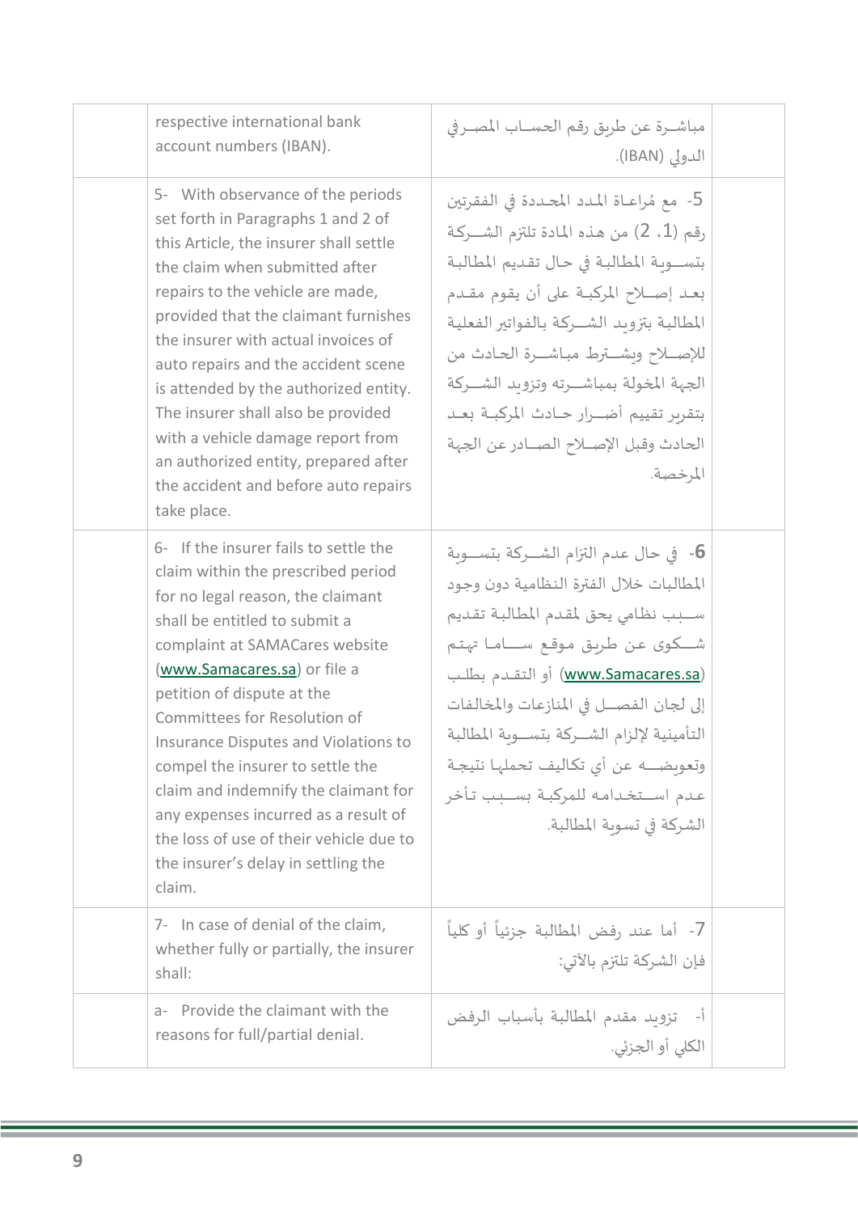|  | respective international bank account numbers (IBAN). | مباشـرة عن طريق رقم الحسـاب المصـرفي الدولي (IBAN). |  |
|---|---|---|---|
|  | 5- With observance of the periods set forth in Paragraphs 1 and 2 of this Article, the insurer shall settle the claim when submitted after repairs to the vehicle are made, provided that the claimant furnishes the insurer with actual invoices of auto repairs and the accident scene is attended by the authorized entity. The insurer shall also be provided with a vehicle damage report from an authorized entity, prepared after the accident and before auto repairs take place. | 5- مع مُراعـاة المدد المحـددة في الفقرتين رقم (1، 2) من هـذه المادة تلتزم الشـركة بتسـوية المطالبـة في حـال تقـديم المطالبـة بعـد إصـلاح المركبـة على أن يقوم مقـدم المطالبة بتزويد الشـركة بالفواتير الفعلية للإصـلاح ويشـترط مباشـرة الحـادث من الجهة المخولة بمباشـرته وتزويد الشـركة بتقرير تقييم أضـرار حـادث المركبـة بعـد الحادث وقبل الإصـلاح الصـادر عن الجهة المرخصة. |  |
|  | 6- If the insurer fails to settle the claim within the prescribed period for no legal reason, the claimant shall be entitled to submit a complaint at SAMACares website (www.Samacares.sa) or file a petition of dispute at the Committees for Resolution of Insurance Disputes and Violations to compel the insurer to settle the claim and indemnify the claimant for any expenses incurred as a result of the loss of use of their vehicle due to the insurer's delay in settling the claim. | 6- في حال عدم التزام الشـركة بتسـوية المطالبات خلال الفترة النظامية دون وجود سـبب نظامي يحق لمقدم المطالبة تقديم شـكوى عن طريق موقع سـاما تهتم (www.Samacares.sa) أو التقدم بطلب إلى لجان الفصـل في المنازعات والمخالفات التأمينية لإلزام الشـركة بتسـوية المطالبة وتعويضـه عن أي تكاليف تحملها نتيجة عدم اسـتخدامه للمركبة بسـبب تأخر الشركة في تسوية المطالبة. |  |
|  | 7- In case of denial of the claim, whether fully or partially, the insurer shall: | 7- أما عند رفض المطالبة جزئياً أو كلياً فإن الشركة تلتزم بالآتي: |  |
|  | a- Provide the claimant with the reasons for full/partial denial. | أ- تزويد مقدم المطالبة بأسباب الرفض الكلي أو الجزئي. |  |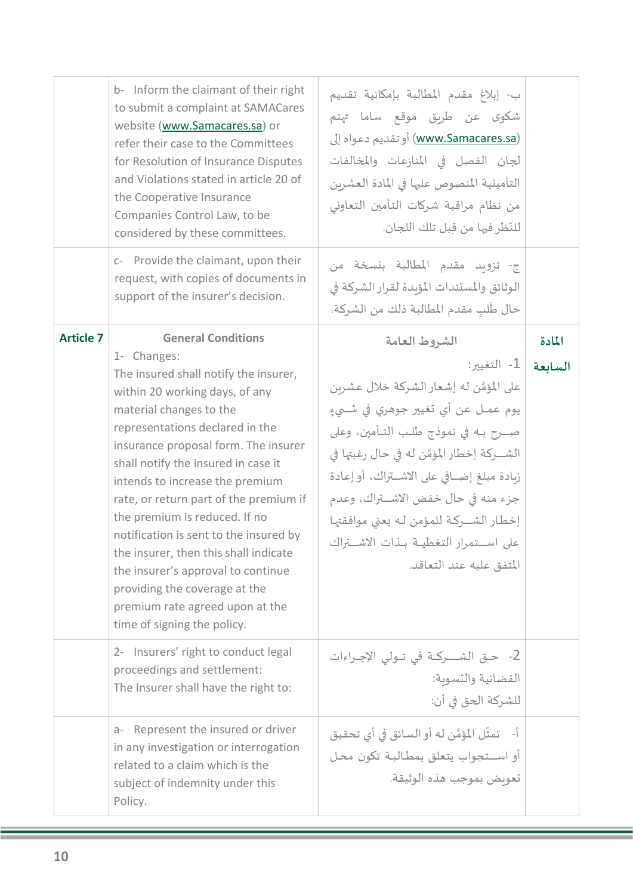| | | | |
|---|---|---|---|
| | b- Inform the claimant of their right to submit a complaint at SAMACares website (www.Samacares.sa) or refer their case to the Committees for Resolution of Insurance Disputes and Violations stated in article 20 of the Cooperative Insurance Companies Control Law, to be considered by these committees. | ب- إبلاغ مقدم المطالبة بإمكانية تقديم شكوى عن طريق موقع ساما تهتم (www.Samacares.sa) أو تقديم دعواه إلى لجان الفصل في المنازعات والمخالفات التأمينية المنصوص عليها في المادة العشرين من نظام مراقبة شركات التأمين التعاوني للنّظر فيها من قِبل تلك اللجان. | |
| | c- Provide the claimant, upon their request, with copies of documents in support of the insurer's decision. | ج- تزويد مقدم المطالبة بنسخة من الوثائق والمستندات المؤيدة لقرار الشركة في حال طَلب مقدم المطالبة ذلك من الشركة. | |
| **Article 7** | **General Conditions**<br>1- Changes:<br>The insured shall notify the insurer, within 20 working days, of any material changes to the representations declared in the insurance proposal form. The insurer shall notify the insured in case it intends to increase the premium rate, or return part of the premium if the premium is reduced. If no notification is sent to the insured by the insurer, then this shall indicate the insurer's approval to continue providing the coverage at the premium rate agreed upon at the time of signing the policy. | **الشروط العامة**<br>1- التغيير:<br>على المؤمَّن له إشعار الشركة خلال عشرين يوم عمل عن أي تغيير جوهري في شيءٍ صرح به في نموذج طلب التأمين، وعلى الشركة إخطار المؤمَّن له في حال رغبتها في زيادة مبلغ إضافي على الاشتراك، أو إعادة جزء منه في حال خفض الاشتراك، وعدم إخطار الشركة للمؤمن له يعني موافقتها على استمرار التغطية بذات الاشتراك المتفق عليه عند التعاقد. | **المادة السابعة** |
| | 2- Insurers' right to conduct legal proceedings and settlement:<br>The Insurer shall have the right to: | 2- حق الشركة في تولي الإجراءات القضائية والتسوية:<br>للشركة الحق في أن: | |
| | a- Represent the insured or driver in any investigation or interrogation related to a claim which is the subject of indemnity under this Policy. | أ- تمثّل المؤمَّن له أو السائق في أي تحقيق أو استجواب يتعلق بمطالبة تكون محل تعويض بموجب هذه الوثيقة. | |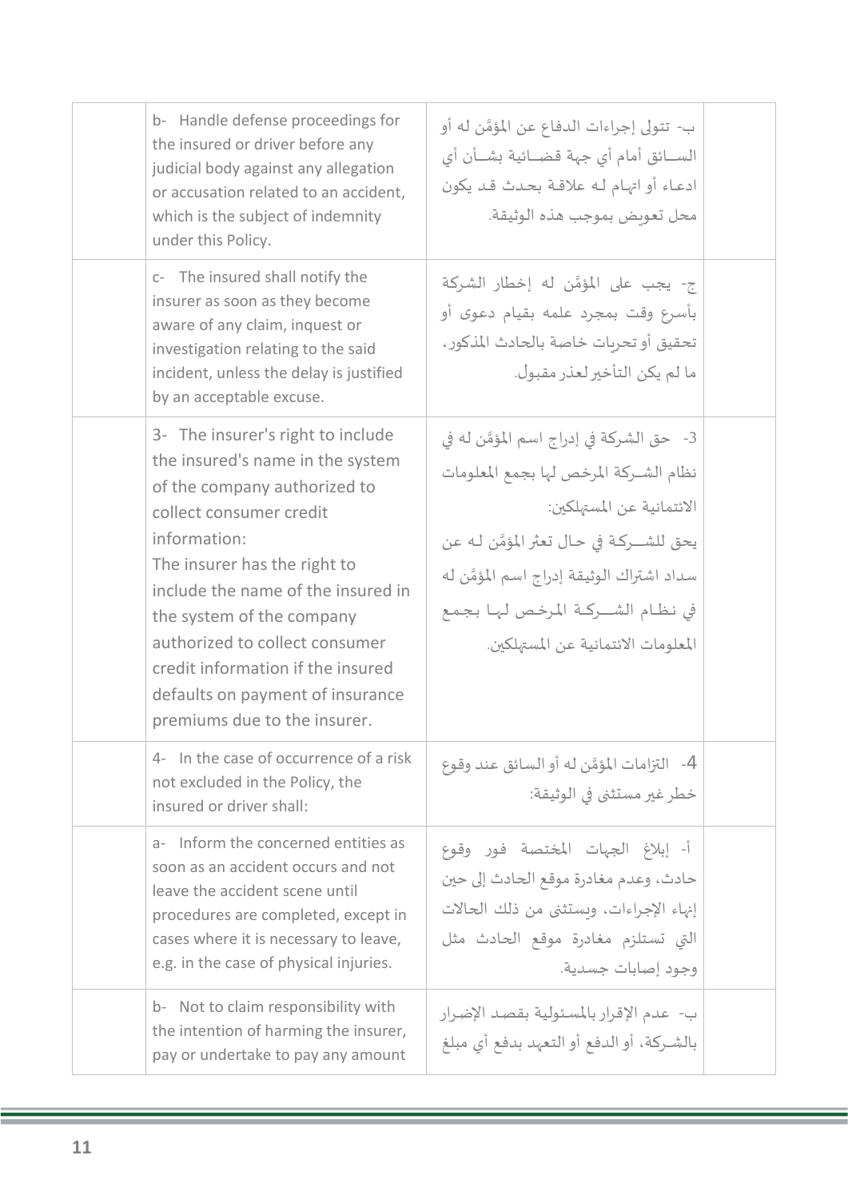| | English | Arabic | |
|---|---|---|---|
| | b- Handle defense proceedings for the insured or driver before any judicial body against any allegation or accusation related to an accident, which is the subject of indemnity under this Policy. | ب- تتولى إجراءات الدفاع عن المؤمَّن له أو السـائق أمام أي جهة قضـائية بشـأن أي ادعاء أو اتهام له علاقة بحدث قد يكون محل تعويض بموجب هذه الوثيقة. | |
| | c- The insured shall notify the insurer as soon as they become aware of any claim, inquest or investigation relating to the said incident, unless the delay is justified by an acceptable excuse. | ج- يجب على المؤمَّن له إخطار الشركة بأسرع وقت بمجرد علمه بقيام دعوى أو تحقيق أو تحريات خاصة بالحادث المذكور، ما لم يكن التأخير لعذر مقبول. | |
| | 3- The insurer's right to include the insured's name in the system of the company authorized to collect consumer credit information:<br>The insurer has the right to include the name of the insured in the system of the company authorized to collect consumer credit information if the insured defaults on payment of insurance premiums due to the insurer. | 3- حق الشركة في إدراج اسم المؤمَّن له في نظام الشـركة المرخص لها بجمع المعلومات الائتمانية عن المستهلكين:<br>يحق للشـركة في حال تعثر المؤمَّن له عن سداد اشتراك الوثيقة إدراج اسم المؤمَّن له في نظام الشـركة المرخص لها بجمع المعلومات الائتمانية عن المستهلكين. | |
| | 4- In the case of occurrence of a risk not excluded in the Policy, the insured or driver shall: | 4- التزامات المؤمَّن له أو السائق عند وقوع خطر غير مستثنى في الوثيقة: | |
| | a- Inform the concerned entities as soon as an accident occurs and not leave the accident scene until procedures are completed, except in cases where it is necessary to leave, e.g. in the case of physical injuries. | أ- إبلاغ الجهات المختصة فور وقوع حادث، وعدم مغادرة موقع الحادث إلى حين إنهاء الإجراءات، ويستثنى من ذلك الحالات التي تستلزم مغادرة موقع الحادث مثل وجود إصابات جسدية. | |
| | b- Not to claim responsibility with the intention of harming the insurer, pay or undertake to pay any amount | ب- عدم الإقرار بالمسئولية بقصد الإضرار بالشـركة، أو الدفع أو التعهد بدفع أي مبلغ | |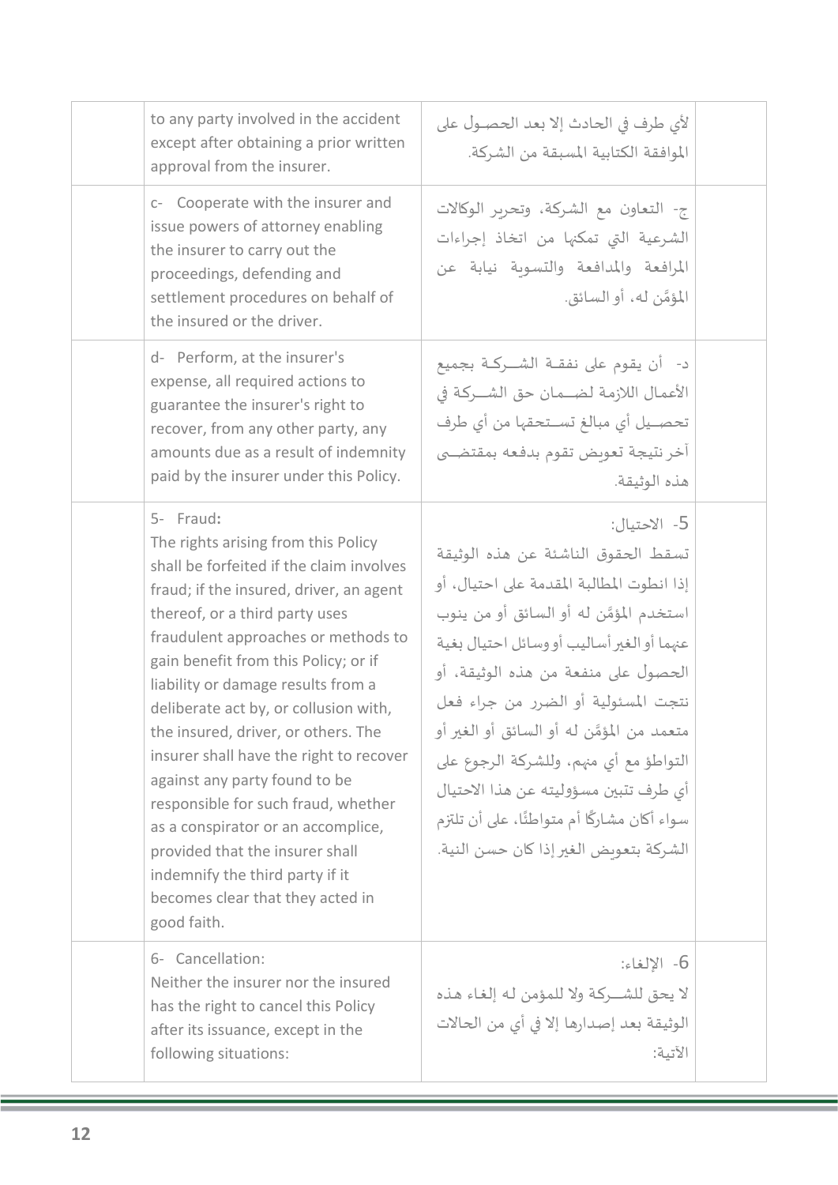| | | | |
|---|---|---|---|
| | to any party involved in the accident except after obtaining a prior written approval from the insurer. | لأي طرف في الحادث إلا بعد الحصول على الموافقة الكتابية المسبقة من الشركة. | |
| | c- Cooperate with the insurer and issue powers of attorney enabling the insurer to carry out the proceedings, defending and settlement procedures on behalf of the insured or the driver. | ج- التعاون مع الشركة، وتحرير الوكالات الشرعية التي تمكنها من اتخاذ إجراءات المرافعة والمدافعة والتسوية نيابة عن المؤمَّن له، أو السائق. | |
| | d- Perform, at the insurer's expense, all required actions to guarantee the insurer's right to recover, from any other party, any amounts due as a result of indemnity paid by the insurer under this Policy. | د- أن يقوم على نفقة الشركة بجميع الأعمال اللازمة لضمان حق الشركة في تحصيل أي مبالغ تستحقها من أي طرف آخر نتيجة تعويض تقوم بدفعه بمقتضى هذه الوثيقة. | |
| | 5- Fraud**:**<br>The rights arising from this Policy shall be forfeited if the claim involves fraud; if the insured, driver, an agent thereof, or a third party uses fraudulent approaches or methods to gain benefit from this Policy; or if liability or damage results from a deliberate act by, or collusion with, the insured, driver, or others. The insurer shall have the right to recover against any party found to be responsible for such fraud, whether as a conspirator or an accomplice, provided that the insurer shall indemnify the third party if it becomes clear that they acted in good faith. | 5- الاحتيال:<br>تسقط الحقوق الناشئة عن هذه الوثيقة إذا انطوت المطالبة المقدمة على احتيال، أو استخدم المؤمَّن له أو السائق أو من ينوب عنهما أو الغير أساليب أو وسائل احتيال بغية الحصول على منفعة من هذه الوثيقة، أو نتجت المسئولية أو الضرر من جراء فعل متعمد من المؤمَّن له أو السائق أو الغير أو التواطؤ مع أي منهم، وللشركة الرجوع على أي طرف تتبين مسؤوليته عن هذا الاحتيال سواء أكان مشاركًا أم متواطئًا، على أن تلتزم الشركة بتعويض الغير إذا كان حسن النية. | |
| | 6- Cancellation:<br>Neither the insurer nor the insured has the right to cancel this Policy after its issuance, except in the following situations: | 6- الإلغاء:<br>لا يحق للشركة ولا للمؤمن له إلغاء هذه الوثيقة بعد إصدارها إلا في أي من الحالات الآتية: | |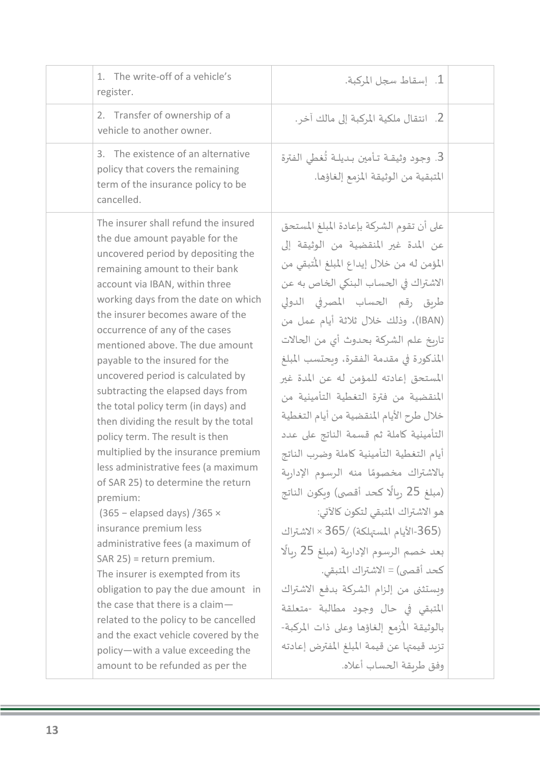| | | | |
|---|---|---|---|
| | 1. The write-off of a vehicle's register. | 1. إسقاط سجل المركبة. | |
| | 2. Transfer of ownership of a vehicle to another owner. | 2. انتقال ملكية المركبة إلى مالك آخر. | |
| | 3. The existence of an alternative policy that covers the remaining term of the insurance policy to be cancelled. | 3. وجود وثيقة تأمين بديلة تُغطي الفترة المتبقية من الوثيقة المزمع إلغاؤها. | |
| | The insurer shall refund the insured the due amount payable for the uncovered period by depositing the remaining amount to their bank account via IBAN, within three working days from the date on which the insurer becomes aware of the occurrence of any of the cases mentioned above. The due amount payable to the insured for the uncovered period is calculated by subtracting the elapsed days from the total policy term (in days) and then dividing the result by the total policy term. The result is then multiplied by the insurance premium less administrative fees (a maximum of SAR 25) to determine the return premium:<br>(365 – elapsed days) /365 × insurance premium less administrative fees (a maximum of SAR 25) = return premium.<br>The insurer is exempted from its obligation to pay the due amount in the case that there is a claim—related to the policy to be cancelled and the exact vehicle covered by the policy—with a value exceeding the amount to be refunded as per the | على أن تقوم الشركة بإعادة المبلغ المستحق عن المدة غير المنقضية من الوثيقة إلى المؤمن له من خلال إيداع المبلغ المُتبقي من الاشتراك في الحساب البنكي الخاص به عن طريق رقم الحساب المصرفي الدولي (IBAN)، وذلك خلال ثلاثة أيام عمل من تاريخ علم الشركة بحدوث أي من الحالات المذكورة في مقدمة الفقرة، ويحتسب المبلغ المستحق إعادته للمؤمن له عن المدة غير المنقضية من فترة التغطية التأمينية من خلال طرح الأيام المنقضية من أيام التغطية التأمينية كاملة ثم قسمة الناتج على عدد أيام التغطية التأمينية كاملة وضرب الناتج بالاشتراك مخصومًا منه الرسوم الإدارية (مبلغ 25 ريالًا كحد أقصى) ويكون الناتج هو الاشتراك المتبقي لتكون كالآتي:<br>(365-الأيام المستهلكة) /365 × الاشتراك بعد خصم الرسوم الإدارية (مبلغ 25 ريالًا كحد أقصى) = الاشتراك المتبقي.<br>ويستثنى من إلزام الشركة بدفع الاشتراك المتبقي في حال وجود مطالبة -متعلقة بالوثيقة المُزمع إلغاؤها وعلى ذات المركبة- تزيد قيمتها عن قيمة المبلغ المفترض إعادته وفق طريقة الحساب أعلاه. | |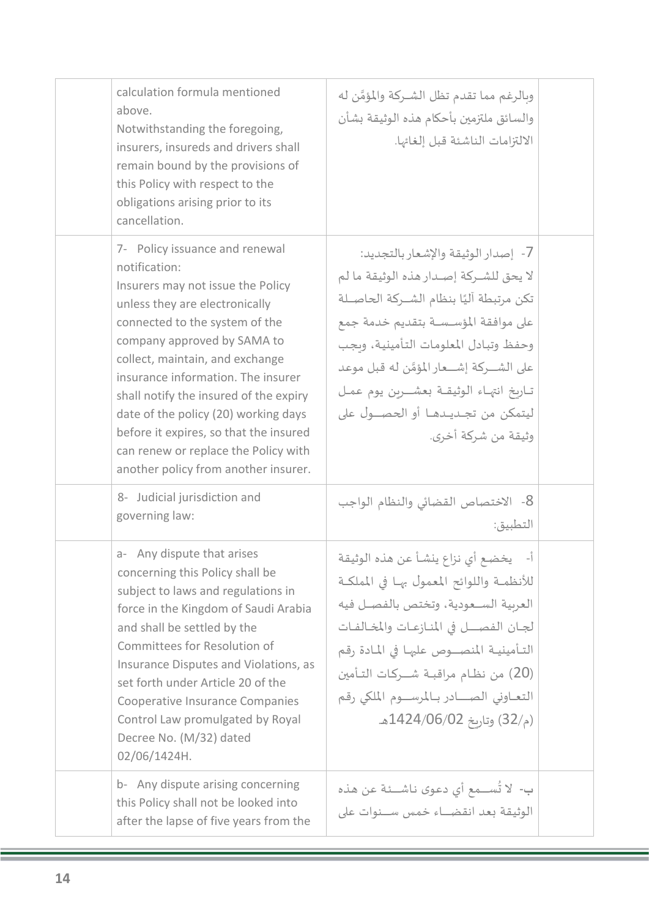| | English | Arabic | |
|---|---|---|---|
| | calculation formula mentioned above.<br>Notwithstanding the foregoing, insurers, insureds and drivers shall remain bound by the provisions of this Policy with respect to the obligations arising prior to its cancellation. | وبالرغم مما تقدم تظل الشركة والمؤمَّن له والسائق ملتزمين بأحكام هذه الوثيقة بشأن الالتزامات الناشئة قبل إلغائها. | |
| | 7- Policy issuance and renewal notification:<br>Insurers may not issue the Policy unless they are electronically connected to the system of the company approved by SAMA to collect, maintain, and exchange insurance information. The insurer shall notify the insured of the expiry date of the policy (20) working days before it expires, so that the insured can renew or replace the Policy with another policy from another insurer. | 7- إصدار الوثيقة والإشعار بالتجديد:<br>لا يحق للشركة إصدار هذه الوثيقة ما لم تكن مرتبطة آليًا بنظام الشركة الحاصلة على موافقة المؤسسة بتقديم خدمة جمع وحفظ وتبادل المعلومات التأمينية، ويجب على الشركة إشعار المؤمَّن له قبل موعد تاريخ انتهاء الوثيقة بعشرين يوم عمل ليتمكن من تجديدها أو الحصول على وثيقة من شركة أخرى. | |
| | 8- Judicial jurisdiction and governing law: | 8- الاختصاص القضائي والنظام الواجب التطبيق: | |
| | a- Any dispute that arises concerning this Policy shall be subject to laws and regulations in force in the Kingdom of Saudi Arabia and shall be settled by the Committees for Resolution of Insurance Disputes and Violations, as set forth under Article 20 of the Cooperative Insurance Companies Control Law promulgated by Royal Decree No. (M/32) dated 02/06/1424H. | أ- يخضع أي نزاع ينشأ عن هذه الوثيقة للأنظمة واللوائح المعمول بها في المملكة العربية السعودية، وتختص بالفصل فيه لجان الفصل في المنازعات والمخالفات التأمينية المنصوص عليها في المادة رقم (20) من نظام مراقبة شركات التأمين التعاوني الصادر بالمرسوم الملكي رقم (م/32) وتاريخ 1424/06/02هـ. | |
| | b- Any dispute arising concerning this Policy shall not be looked into after the lapse of five years from the | ب- لا تُسمع أي دعوى ناشئة عن هذه الوثيقة بعد انقضاء خمس سنوات على | |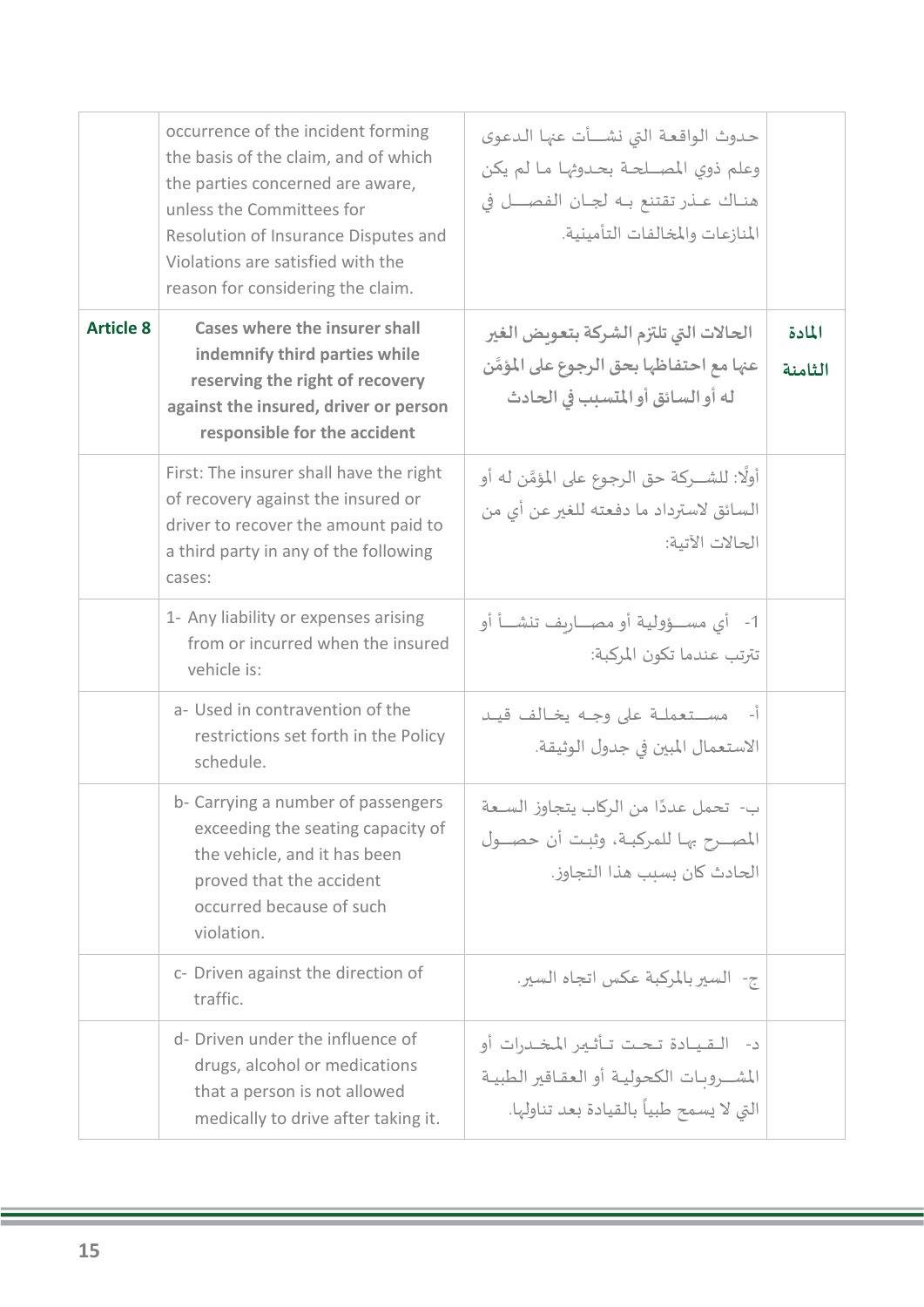|  |  |  |  |
|---|---|---|---|
|  | occurrence of the incident forming the basis of the claim, and of which the parties concerned are aware, unless the Committees for Resolution of Insurance Disputes and Violations are satisfied with the reason for considering the claim. | حدوث الواقعة التي نشأت عنها الدعوى وعلم ذوي المصلحة بحدوثها ما لم يكن هناك عذر تقتنع به لجان الفصل في المنازعات والمخالفات التأمينية. |  |
| **Article 8** | **Cases where the insurer shall indemnify third parties while reserving the right of recovery against the insured, driver or person responsible for the accident** | **الحالات التي تلتزم الشركة بتعويض الغير عنها مع احتفاظها بحق الرجوع على المؤمَّن له أو السائق أو المتسبب في الحادث** | **المادة الثامنة** |
|  | First: The insurer shall have the right of recovery against the insured or driver to recover the amount paid to a third party in any of the following cases: | أولًا: للشركة حق الرجوع على المؤمَّن له أو السائق لاسترداد ما دفعته للغير عن أي من الحالات الآتية: |  |
|  | 1- Any liability or expenses arising from or incurred when the insured vehicle is: | 1- أي مسؤولية أو مصاريف تنشأ أو تترتب عندما تكون المركبة: |  |
|  | a- Used in contravention of the restrictions set forth in the Policy schedule. | أ- مستعملة على وجه يخالف قيد الاستعمال المبين في جدول الوثيقة. |  |
|  | b- Carrying a number of passengers exceeding the seating capacity of the vehicle, and it has been proved that the accident occurred because of such violation. | ب- تحمل عددًا من الركاب يتجاوز السعة المصرح بها للمركبة، وثبت أن حصول الحادث كان بسبب هذا التجاوز. |  |
|  | c- Driven against the direction of traffic. | ج- السير بالمركبة عكس اتجاه السير. |  |
|  | d- Driven under the influence of drugs, alcohol or medications that a person is not allowed medically to drive after taking it. | د- القيادة تحت تأثير المخدرات أو المشروبات الكحولية أو العقاقير الطبية التي لا يسمح طبياً بالقيادة بعد تناولها. |  |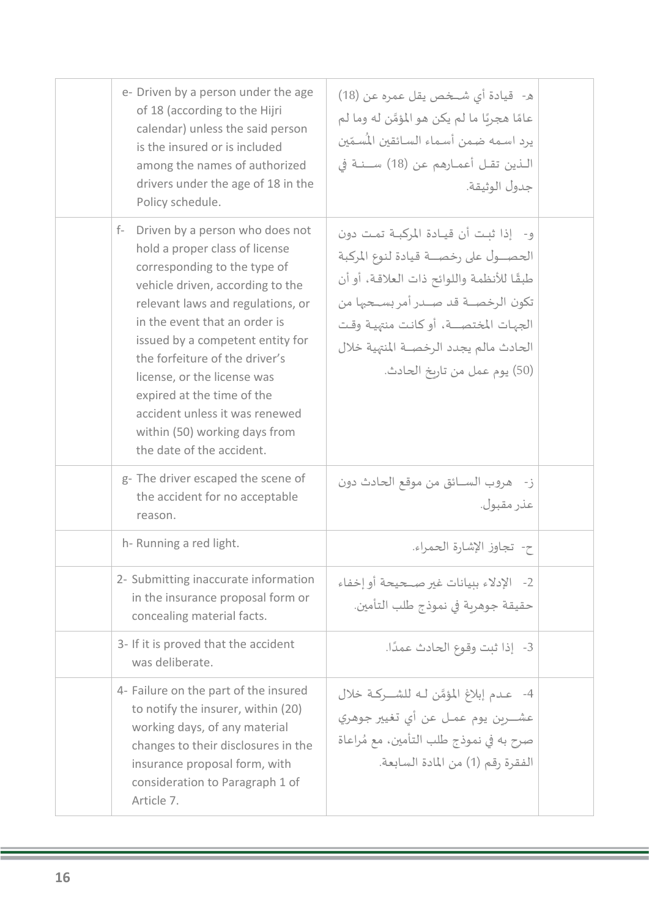| | English | Arabic | |
|---|---|---|---|
| | e- Driven by a person under the age of 18 (according to the Hijri calendar) unless the said person is the insured or is included among the names of authorized drivers under the age of 18 in the Policy schedule. | هـ- قيادة أي شخص يقل عمره عن (18) عامًا هجريًا ما لم يكن هو المؤَمَّن له وما لم يرد اسمه ضمن أسماء السائقين المُسمَّين الذين تقل أعمارهم عن (18) سنة في جدول الوثيقة. | |
| | f- Driven by a person who does not hold a proper class of license corresponding to the type of vehicle driven, according to the relevant laws and regulations, or in the event that an order is issued by a competent entity for the forfeiture of the driver's license, or the license was expired at the time of the accident unless it was renewed within (50) working days from the date of the accident. | و- إذا ثبت أن قيادة المركبة تمت دون الحصول على رخصة قيادة لنوع المركبة طبقًا للأنظمة واللوائح ذات العلاقة، أو أن تكون الرخصة قد صدر أمر بسحبها من الجهات المختصة، أو كانت منتهية وقت الحادث مالم يجدد الرخصة المنتهية خلال (50) يوم عمل من تاريخ الحادث. | |
| | g- The driver escaped the scene of the accident for no acceptable reason. | ز- هروب السائق من موقع الحادث دون عذر مقبول. | |
| | h- Running a red light. | ح- تجاوز الإشارة الحمراء. | |
| | 2- Submitting inaccurate information in the insurance proposal form or concealing material facts. | 2- الإدلاء ببيانات غير صحيحة أو إخفاء حقيقة جوهرية في نموذج طلب التأمين. | |
| | 3- If it is proved that the accident was deliberate. | 3- إذا ثبت وقوع الحادث عمدًا. | |
| | 4- Failure on the part of the insured to notify the insurer, within (20) working days, of any material changes to their disclosures in the insurance proposal form, with consideration to Paragraph 1 of Article 7. | 4- عدم إبلاغ المؤَمَّن له للشركة خلال عشرين يوم عمل عن أي تغيير جوهري صرح به في نموذج طلب التأمين، مع مُراعاة الفقرة رقم (1) من المادة السابعة. | |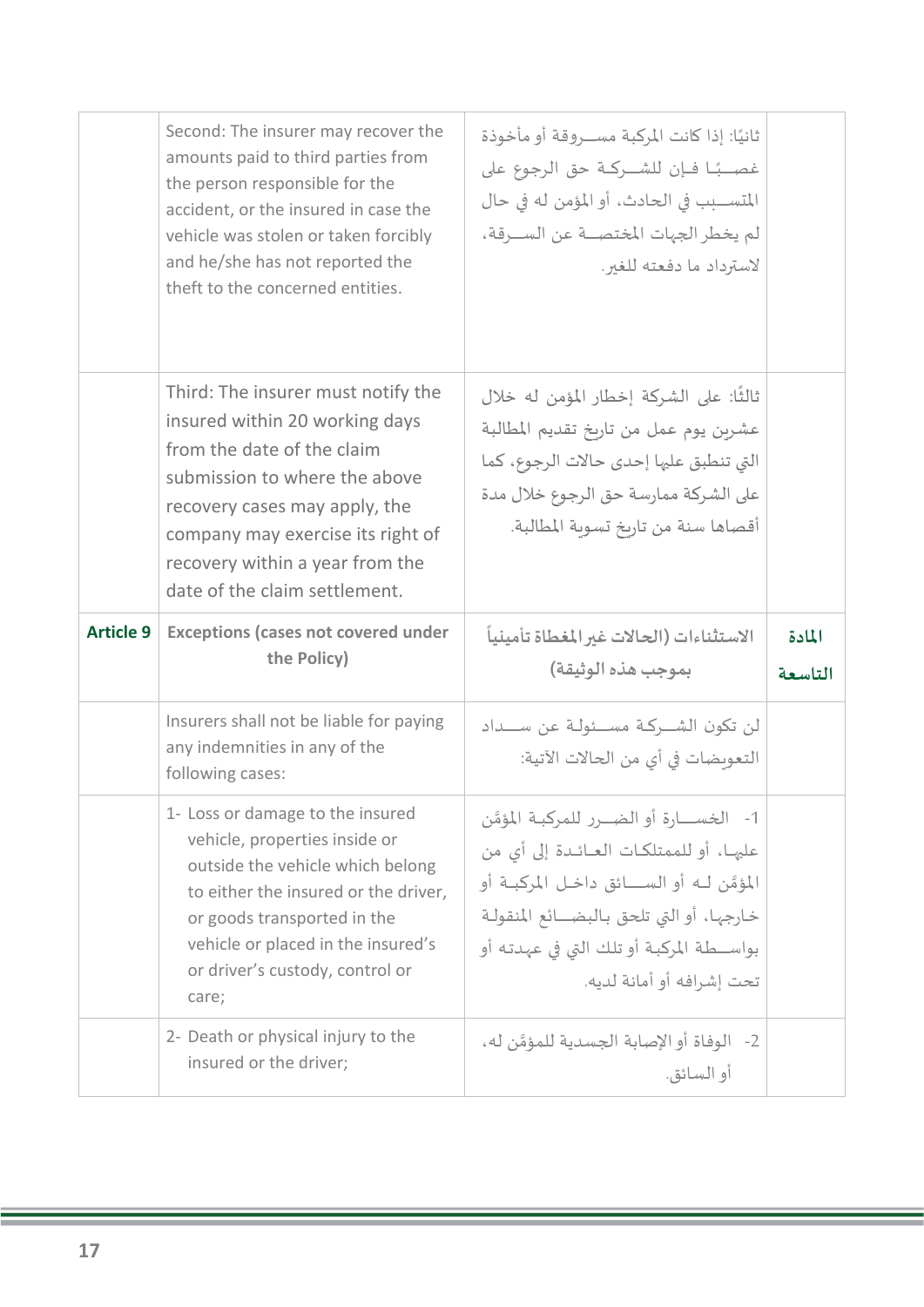| | | | |
|---|---|---|---|
| | Second: The insurer may recover the amounts paid to third parties from the person responsible for the accident, or the insured in case the vehicle was stolen or taken forcibly and he/she has not reported the theft to the concerned entities. | ثانيًا: إذا كانت المركبة مسروقة أو مأخوذة غصبًا فإن للشركة حق الرجوع على المتسبب في الحادث، أو المؤمن له في حال لم يخطر الجهات المختصة عن السرقة، لاسترداد ما دفعته للغير. | |
| | Third: The insurer must notify the insured within 20 working days from the date of the claim submission to where the above recovery cases may apply, the company may exercise its right of recovery within a year from the date of the claim settlement. | ثالثًا: على الشركة إخطار المؤمن له خلال عشرين يوم عمل من تاريخ تقديم المطالبة التي تنطبق عليها إحدى حالات الرجوع، كما على الشركة ممارسة حق الرجوع خلال مدة أقصاها سنة من تاريخ تسوية المطالبة. | |
| **Article 9** | **Exceptions (cases not covered under the Policy)** | **الاستثناءات (الحالات غير المغطاة تأمينياً بموجب هذه الوثيقة)** | **المادة التاسعة** |
| | Insurers shall not be liable for paying any indemnities in any of the following cases: | لن تكون الشركة مسئولة عن سداد التعويضات في أي من الحالات الآتية: | |
| | 1- Loss or damage to the insured vehicle, properties inside or outside the vehicle which belong to either the insured or the driver, or goods transported in the vehicle or placed in the insured's or driver's custody, control or care; | 1- الخسارة أو الضرر للمركبة المؤمَّن عليها، أو للممتلكات العائدة إلى أي من المؤمَّن له أو السائق داخل المركبة أو خارجها، أو التي تلحق بالبضائع المنقولة بواسطة المركبة أو تلك التي في عهدته أو تحت إشرافه أو أمانة لديه. | |
| | 2- Death or physical injury to the insured or the driver; | 2- الوفاة أو الإصابة الجسدية للمؤمَّن له، أو السائق. | |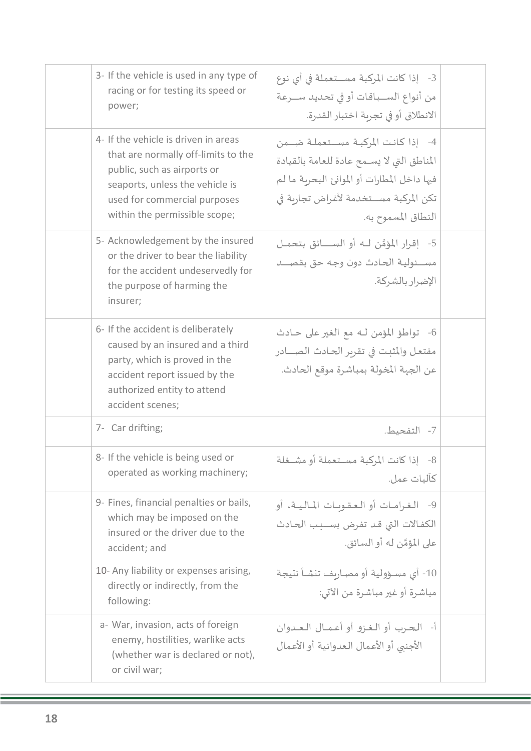| | English | Arabic | |
|---|---|---|---|
| | 3- If the vehicle is used in any type of racing or for testing its speed or power; | 3- إذا كانت المركبة مستعملة في أي نوع من أنواع السباقات أو في تحديد سرعة الانطلاق أو في تجربة اختبار القدرة. | |
| | 4- If the vehicle is driven in areas that are normally off-limits to the public, such as airports or seaports, unless the vehicle is used for commercial purposes within the permissible scope; | 4- إذا كانت المركبة مستعملة ضمن المناطق التي لا يسمح عادة للعامة بالقيادة فيها داخل المطارات أو الموانئ البحرية ما لم تكن المركبة مستخدمة لأغراض تجارية في النطاق المسموح به. | |
| | 5- Acknowledgement by the insured or the driver to bear the liability for the accident undeservedly for the purpose of harming the insurer; | 5- إقرار المؤَمّن له أو السائق بتحمل مسئولية الحادث دون وجه حق بقصد الإضرار بالشركة. | |
| | 6- If the accident is deliberately caused by an insured and a third party, which is proved in the accident report issued by the authorized entity to attend accident scenes; | 6- تواطؤ المؤمن له مع الغير على حادث مفتعل والمثبت في تقرير الحادث الصادر عن الجهة المخولة بمباشرة موقع الحادث. | |
| | 7- Car drifting; | 7- التفحيط. | |
| | 8- If the vehicle is being used or operated as working machinery; | 8- إذا كانت المركبة مستعملة أو مشغلة كآليات عمل. | |
| | 9- Fines, financial penalties or bails, which may be imposed on the insured or the driver due to the accident; and | 9- الغرامات أو العقوبات المالية، أو الكفالات التي قد تفرض بسبب الحادث على المؤَمّن له أو السائق. | |
| | 10- Any liability or expenses arising, directly or indirectly, from the following: | 10- أي مسؤولية أو مصاريف تنشأ نتيجة مباشرة أو غير مباشرة من الآتي: | |
| | a- War, invasion, acts of foreign enemy, hostilities, warlike acts (whether war is declared or not), or civil war; | أ- الحرب أو الغزو أو أعمال العدوان الأجنبي أو الأعمال العدوانية أو الأعمال | |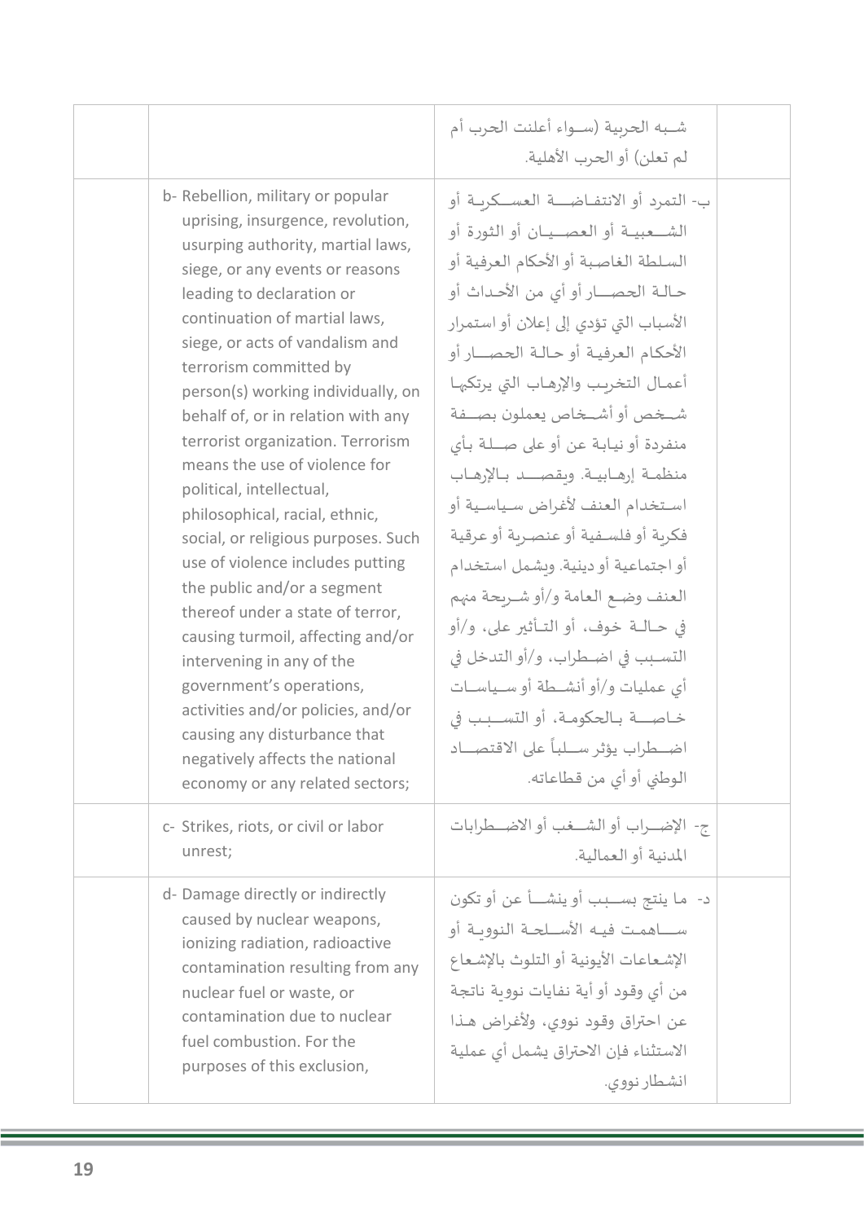| | | | |
|---|---|---|---|
| | | شـبه الحربية (سـواء أعلنت الحرب أم لم تعلن) أو الحرب الأهلية. | |
| | b- Rebellion, military or popular uprising, insurgence, revolution, usurping authority, martial laws, siege, or any events or reasons leading to declaration or continuation of martial laws, siege, or acts of vandalism and terrorism committed by person(s) working individually, on behalf of, or in relation with any terrorist organization. Terrorism means the use of violence for political, intellectual, philosophical, racial, ethnic, social, or religious purposes. Such use of violence includes putting the public and/or a segment thereof under a state of terror, causing turmoil, affecting and/or intervening in any of the government's operations, activities and/or policies, and/or causing any disturbance that negatively affects the national economy or any related sectors; | ب- التمرد أو الانتفاضة العسكرية أو الشعبية أو العصيان أو الثورة أو السلطة الغاصبة أو الأحكام العرفية أو حالة الحصار أو أي من الأحداث أو الأسباب التي تؤدي إلى إعلان أو استمرار الأحكام العرفية أو حالة الحصار أو أعمال التخريب والإرهاب التي يرتكبها شخص أو أشخاص يعملون بصفة منفردة أو نيابة عن أو على صلة بأي منظمة إرهابية. ويقصد بالإرهاب استخدام العنف لأغراض سياسية أو فكرية أو فلسفية أو عنصرية أو عرقية أو اجتماعية أو دينية. ويشمل استخدام العنف وضع العامة و/أو شريحة منهم في حالة خوف، أو التأثير على، و/أو التسبب في اضطراب، و/أو التدخل في أي عمليات و/أو أنشطة أو سياسات خاصة بالحكومة، أو التسبب في اضطراب يؤثر سلباً على الاقتصاد الوطني أو أي من قطاعاته. | |
| | c- Strikes, riots, or civil or labor unrest; | ج- الإضراب أو الشغب أو الاضطرابات المدنية أو العمالية. | |
| | d- Damage directly or indirectly caused by nuclear weapons, ionizing radiation, radioactive contamination resulting from any nuclear fuel or waste, or contamination due to nuclear fuel combustion. For the purposes of this exclusion, | د- ما ينتج بسبب أو ينشأ عن أو تكون ساهمت فيه الأسلحة النووية أو الإشعاعات الأيونية أو التلوث بالإشعاع من أي وقود أو أية نفايات نووية ناتجة عن احتراق وقود نووي، ولأغراض هذا الاستثناء فإن الاحتراق يشمل أي عملية انشطار نووي. | |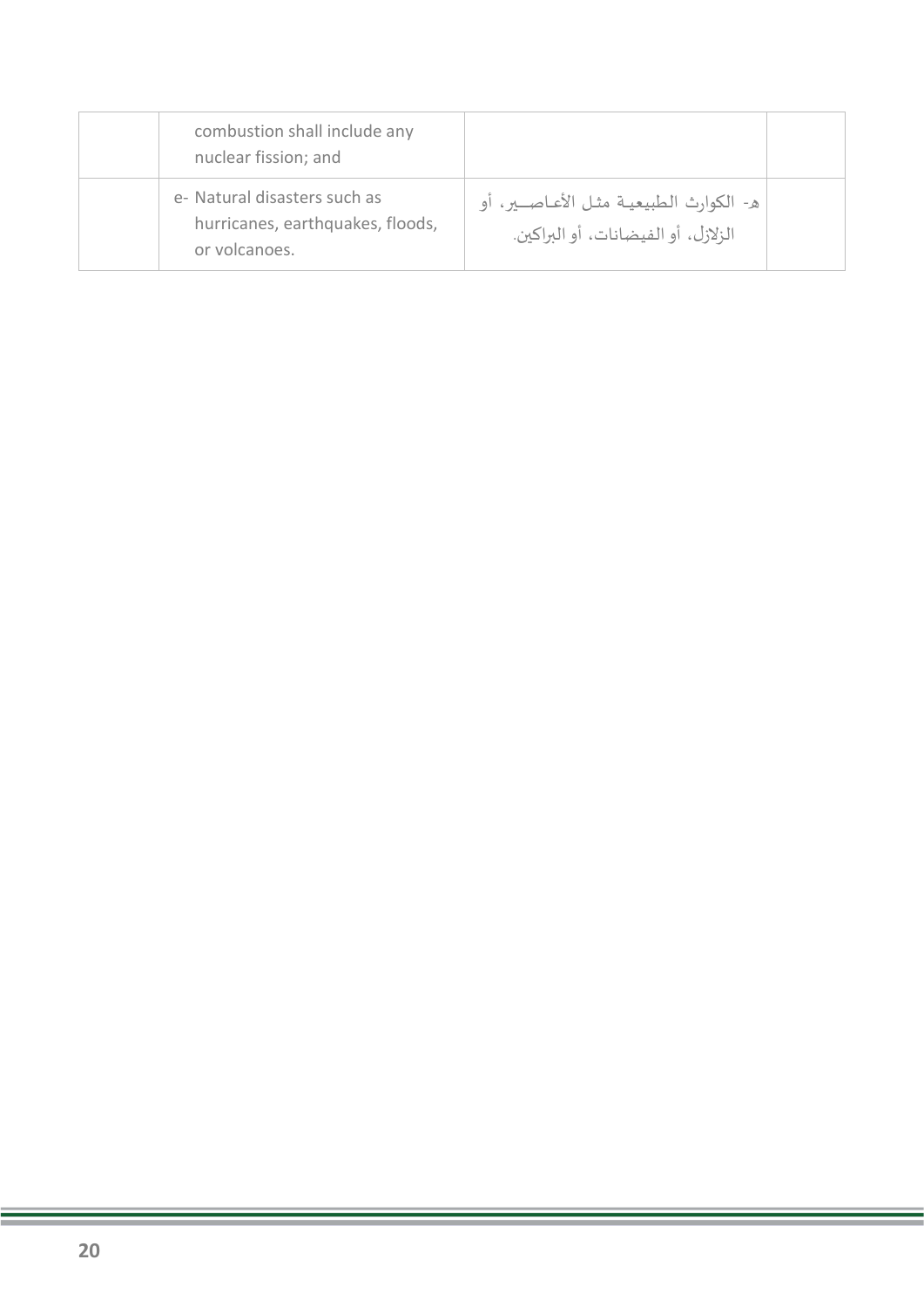| | | | |
|---|---|---|---|
| | combustion shall include any nuclear fission; and | | |
| | e- Natural disasters such as hurricanes, earthquakes, floods, or volcanoes. | هـ- الكوارث الطبيعية مثل الأعاصير، أو الزلازل، أو الفيضانات، أو البراكين. | |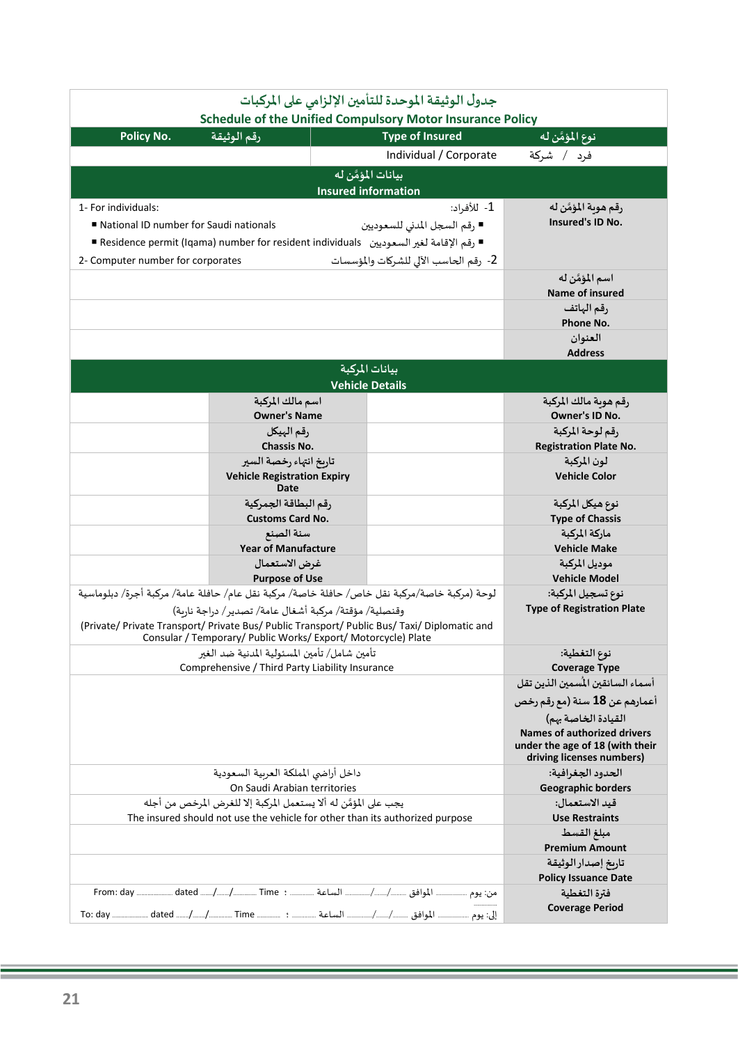# جدول الوثيقة الموحدة للتأمين الإلزامي على المركبات
## Schedule of the Unified Compulsory Motor Insurance Policy

| Policy No. | رقم الوثيقة | Type of Insured | نوع المؤمَّن له |
|---|---|---|---|
| | | Individual / Corporate | فرد / شركة |

**بيانات المؤمَّن له**
**Insured information**

| | |
|---|---|
| 1- For individuals: ■ National ID number for Saudi nationals ■ Residence permit (Iqama) number for resident individuals 2- Computer number for corporates<br>1- للأفراد: ■ رقم السجل المدني للسعوديين ■ رقم الإقامة لغير السعوديين 2- رقم الحاسب الآلي للشركات والمؤسسات | رقم هوية المؤمَّن له<br>**Insured's ID No.** |
| | اسم المؤمَّن له<br>**Name of insured** |
| | رقم الهاتف<br>**Phone No.** |
| | العنوان<br>**Address** |

**بيانات المركبة**
**Vehicle Details**

| | | | |
|---|---|---|---|
| | اسم مالك المركبة<br>**Owner's Name** | | رقم هوية مالك المركبة<br>**Owner's ID No.** |
| | رقم الهيكل<br>**Chassis No.** | | رقم لوحة المركبة<br>**Registration Plate No.** |
| | تاريخ انتهاء رخصة السير<br>**Vehicle Registration Expiry Date** | | لون المركبة<br>**Vehicle Color** |
| | رقم البطاقة الجمركية<br>**Customs Card No.** | | نوع هيكل المركبة<br>**Type of Chassis** |
| | سنة الصنع<br>**Year of Manufacture** | | ماركة المركبة<br>**Vehicle Make** |
| | غرض الاستعمال<br>**Purpose of Use** | | موديل المركبة<br>**Vehicle Model** |

| | |
|---|---|
| لوحة (مركبة خاصة/مركبة نقل خاص/ حافلة خاصة/ مركبة نقل عام/ حافلة عامة/ مركبة أجرة/ دبلوماسية وقنصلية/ مؤقتة/ مركبة أشغال عامة/ تصدير/ دراجة نارية)<br>(Private/ Private Transport/ Private Bus/ Public Transport/ Public Bus/ Taxi/ Diplomatic and Consular / Temporary/ Public Works/ Export/ Motorcycle) Plate | نوع تسجيل المركبة:<br>**Type of Registration Plate** |
| تأمين شامل/ تأمين المسئولية المدنية ضد الغير<br>Comprehensive / Third Party Liability Insurance | نوع التغطية:<br>**Coverage Type** |
| | أسماء السائقين المُسمين الذين تقل أعمارهم عن 18 سنة (مع رقم رخص القيادة الخاصة بهم)<br>**Names of authorized drivers under the age of 18 (with their driving licenses numbers)** |
| داخل أراضي المملكة العربية السعودية<br>On Saudi Arabian territories | الحدود الجغرافية:<br>**Geographic borders** |
| يجب على المؤمَّن له ألا يستعمل المركبة إلا للغرض المرخص من أجله<br>The insured should not use the vehicle for other than its authorized purpose | قيود الاستعمال:<br>**Use Restraints** |
| | مبلغ القسط<br>**Premium Amount** |
| | تاريخ إصدار الوثيقة<br>**Policy Issuance Date** |
| From: day ........ dated ..../..../........ Time : ........ الساعة ......../..../........ الموافق ........ من: يوم<br>To: day ........ dated ..../..../........ Time : ........ الساعة ......../..../........ الموافق ........ إلى: يوم | فترة التغطية<br>**Coverage Period** |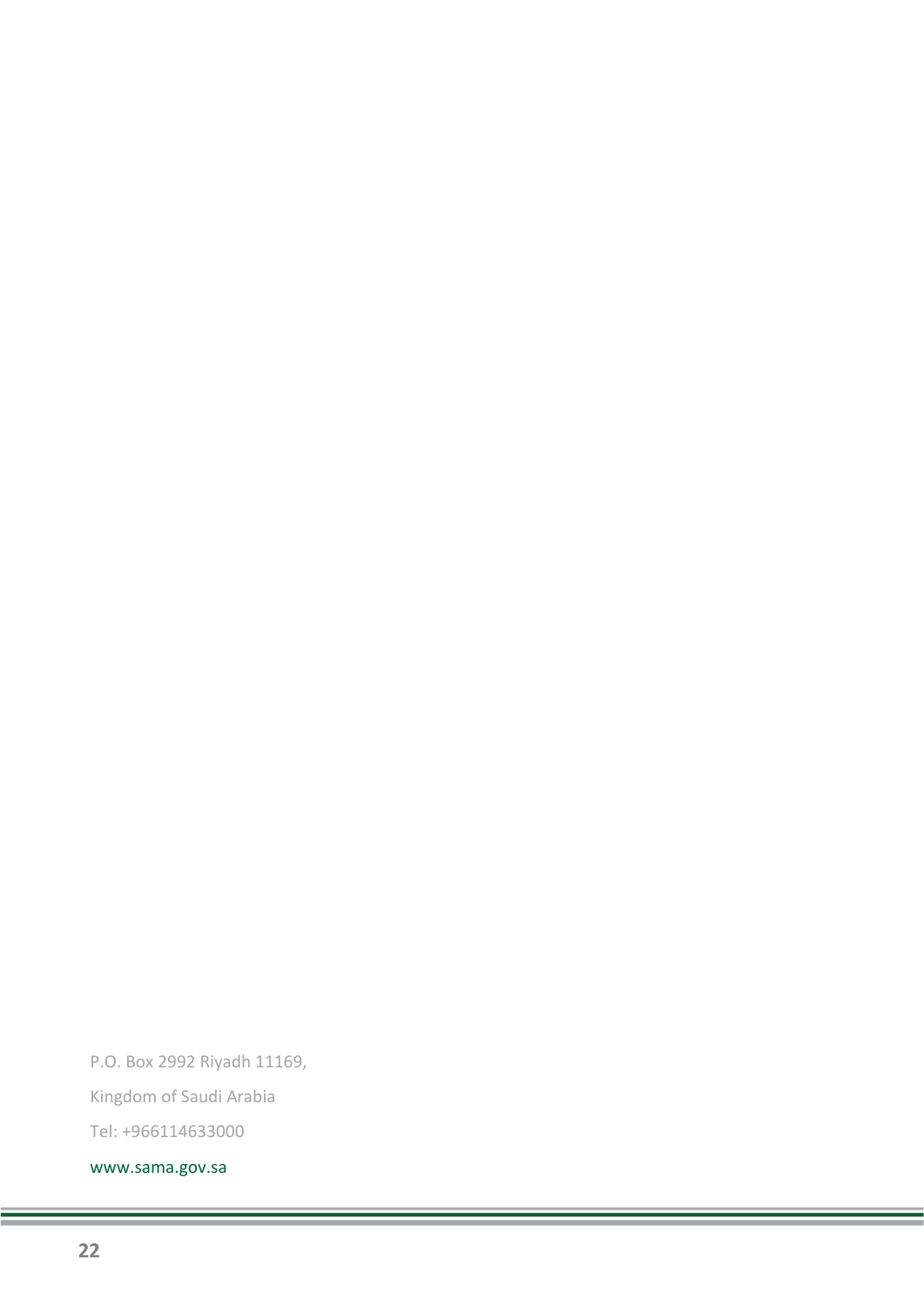P.O. Box 2992 Riyadh 11169,

Kingdom of Saudi Arabia

Tel: +966114633000

www.sama.gov.sa